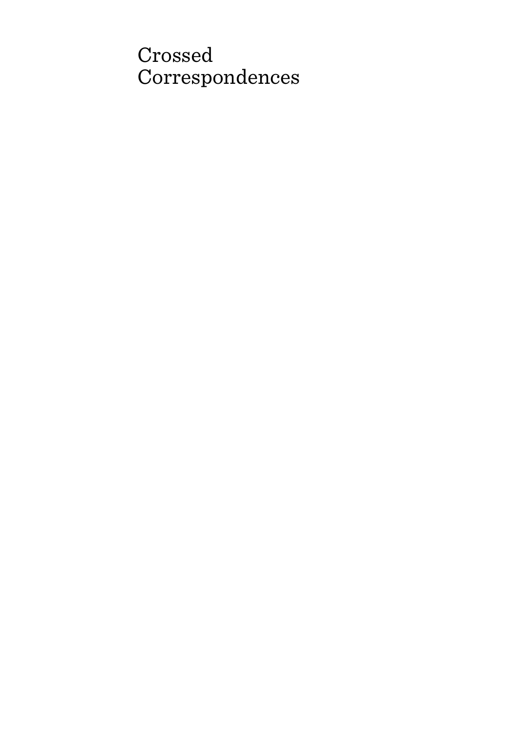# Crossed Correspondences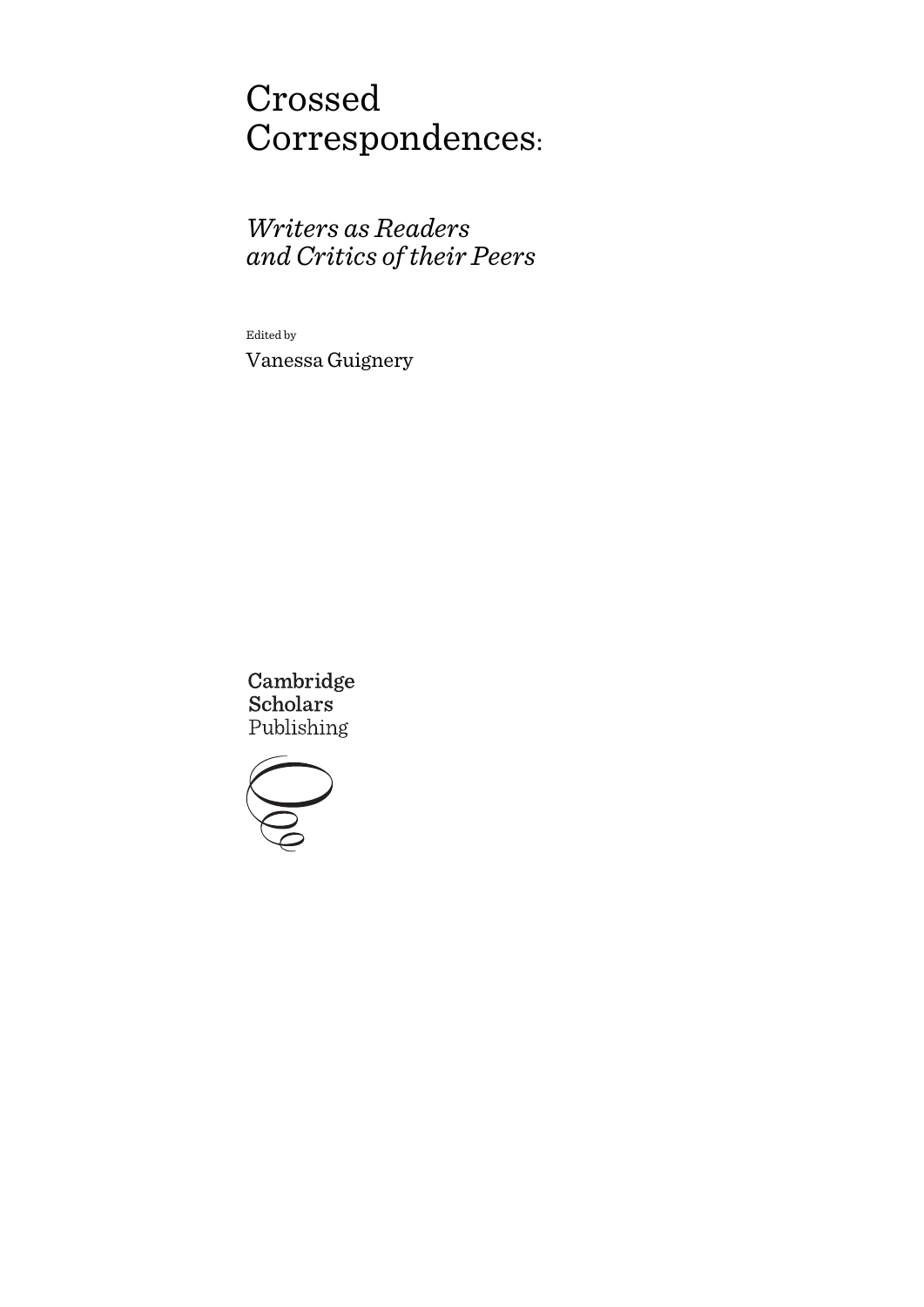# Crossed Correspondences:

## *Writers as Readers and Critics of their Peers*

Edited by

Vanessa Guignery

Cambridge Scholars Publishing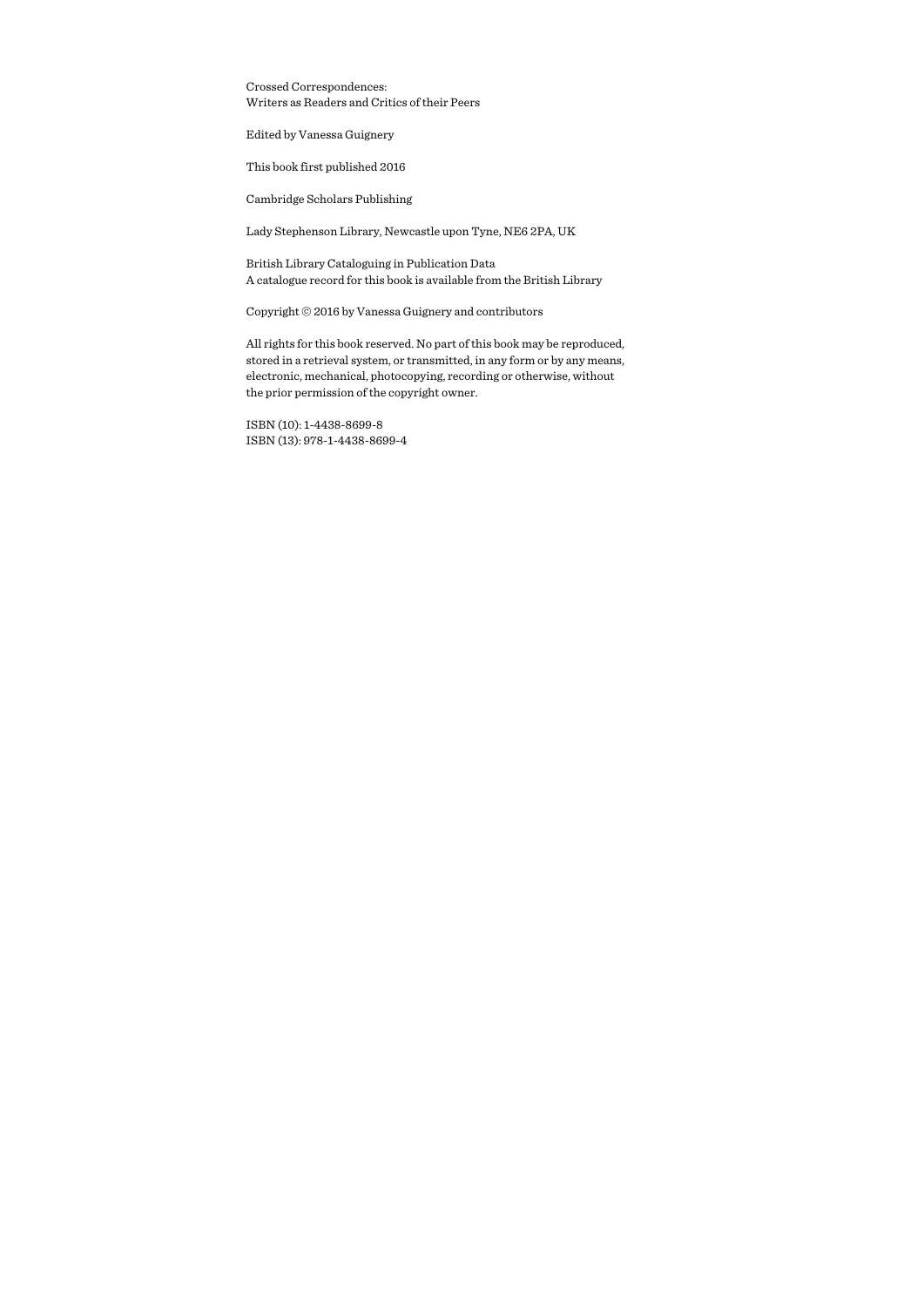Crossed Correspondences:
Writers as Readers and Critics of their Peers

Edited by Vanessa Guignery

This book first published 2016

Cambridge Scholars Publishing

Lady Stephenson Library, Newcastle upon Tyne, NE6 2PA, UK

British Library Cataloguing in Publication Data
A catalogue record for this book is available from the British Library

Copyright © 2016 by Vanessa Guignery and contributors

All rights for this book reserved. No part of this book may be reproduced, stored in a retrieval system, or transmitted, in any form or by any means, electronic, mechanical, photocopying, recording or otherwise, without the prior permission of the copyright owner.

ISBN (10): 1-4438-8699-8
ISBN (13): 978-1-4438-8699-4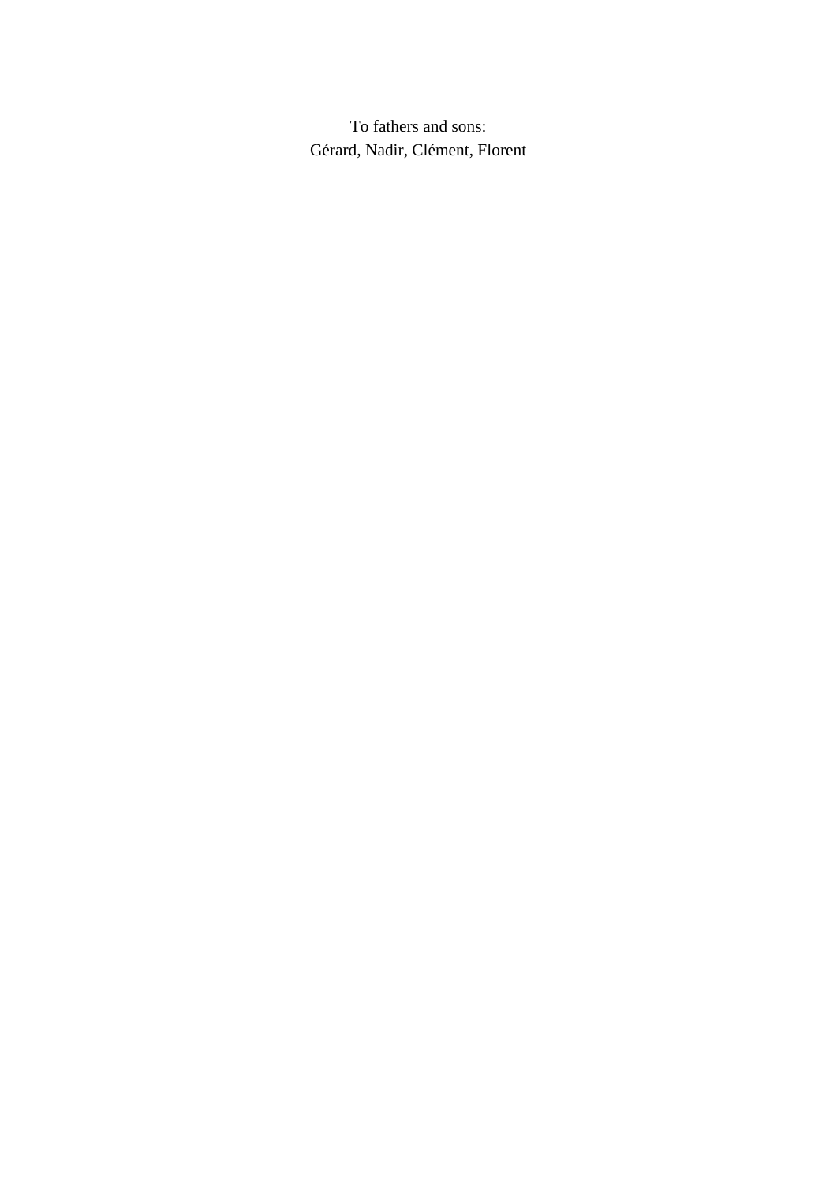To fathers and sons:
Gérard, Nadir, Clément, Florent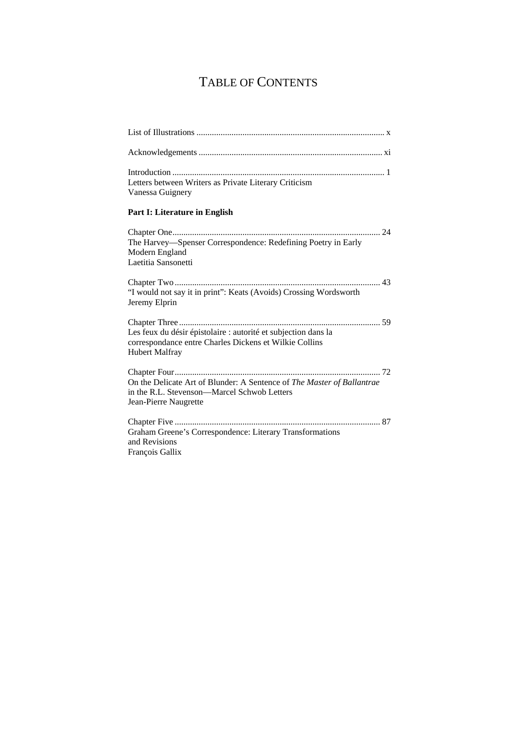# TABLE OF CONTENTS

List of Illustrations ..................................................................................... x

Acknowledgements ................................................................................... xi

Introduction ................................................................................................ 1
Letters between Writers as Private Literary Criticism
Vanessa Guignery

**Part I: Literature in English**

Chapter One.............................................................................................. 24
The Harvey—Spenser Correspondence: Redefining Poetry in Early Modern England
Laetitia Sansonetti

Chapter Two ............................................................................................. 43
"I would not say it in print": Keats (Avoids) Crossing Wordsworth
Jeremy Elprin

Chapter Three........................................................................................... 59
Les feux du désir épistolaire : autorité et subjection dans la correspondance entre Charles Dickens et Wilkie Collins
Hubert Malfray

Chapter Four............................................................................................. 72
On the Delicate Art of Blunder: A Sentence of *The Master of Ballantrae* in the R.L. Stevenson—Marcel Schwob Letters
Jean-Pierre Naugrette

Chapter Five ............................................................................................. 87
Graham Greene's Correspondence: Literary Transformations and Revisions
François Gallix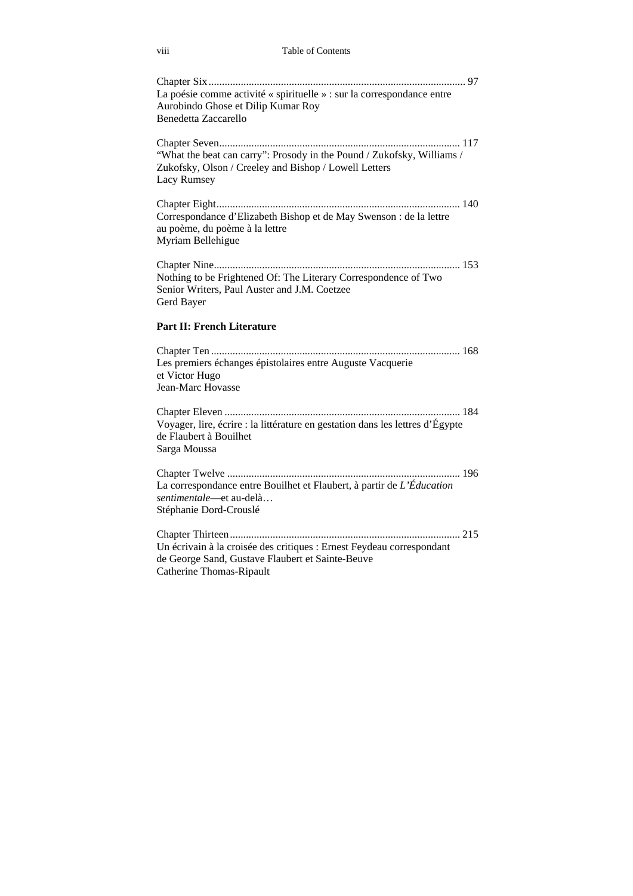Chapter Six ............................................................................................... 97
La poésie comme activité « spirituelle » : sur la correspondance entre Aurobindo Ghose et Dilip Kumar Roy
Benedetta Zaccarello

Chapter Seven......................................................................................... 117
"What the beat can carry": Prosody in the Pound / Zukofsky, Williams / Zukofsky, Olson / Creeley and Bishop / Lowell Letters
Lacy Rumsey

Chapter Eight.......................................................................................... 140
Correspondance d'Elizabeth Bishop et de May Swenson : de la lettre au poème, du poème à la lettre
Myriam Bellehigue

Chapter Nine........................................................................................... 153
Nothing to be Frightened Of: The Literary Correspondence of Two Senior Writers, Paul Auster and J.M. Coetzee
Gerd Bayer

**Part II: French Literature**

Chapter Ten ............................................................................................ 168
Les premiers échanges épistolaires entre Auguste Vacquerie et Victor Hugo
Jean-Marc Hovasse

Chapter Eleven ....................................................................................... 184
Voyager, lire, écrire : la littérature en gestation dans les lettres d'Égypte de Flaubert à Bouilhet
Sarga Moussa

Chapter Twelve ...................................................................................... 196
La correspondance entre Bouilhet et Flaubert, à partir de *L'Éducation sentimentale*—et au-delà…
Stéphanie Dord-Crouslé

Chapter Thirteen..................................................................................... 215
Un écrivain à la croisée des critiques : Ernest Feydeau correspondant de George Sand, Gustave Flaubert et Sainte-Beuve
Catherine Thomas-Ripault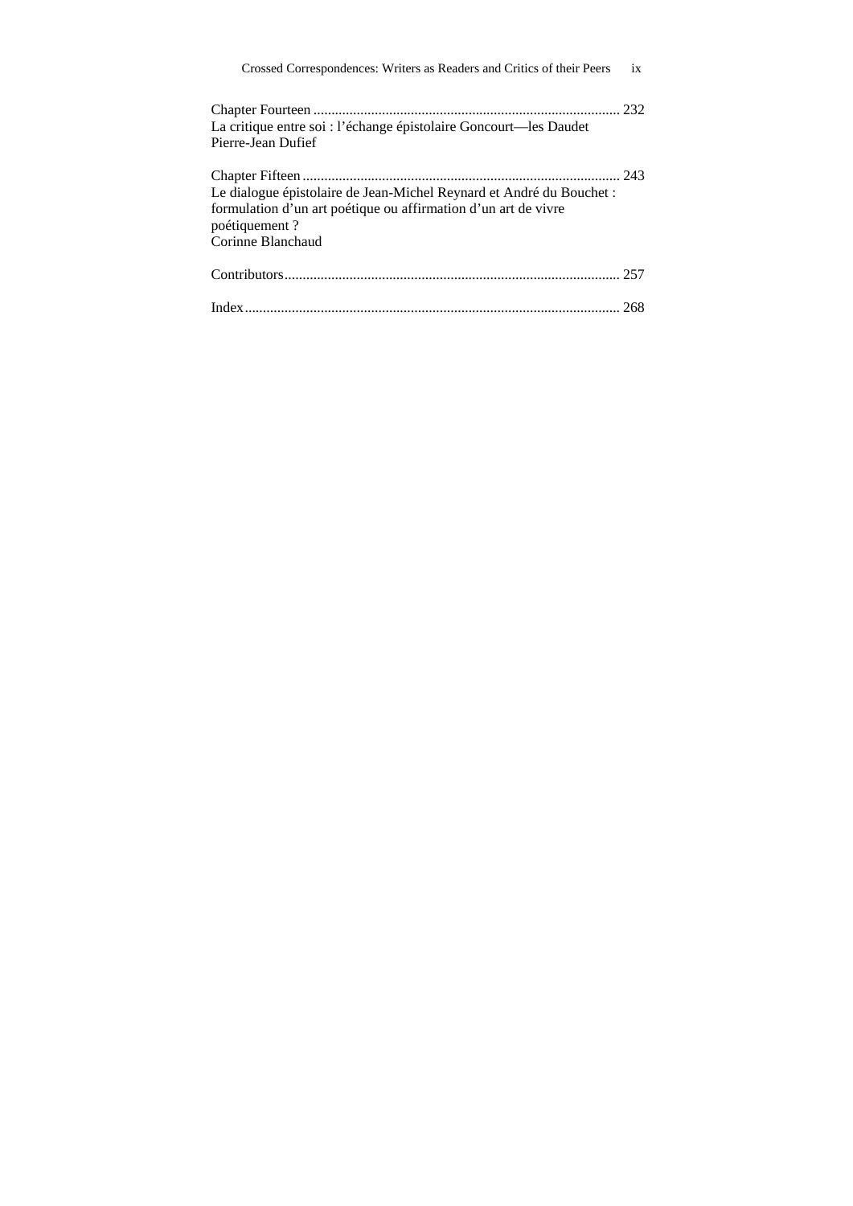Chapter Fourteen ..................................................................................... 232
La critique entre soi : l'échange épistolaire Goncourt—les Daudet
Pierre-Jean Dufief

Chapter Fifteen ........................................................................................ 243
Le dialogue épistolaire de Jean-Michel Reynard et André du Bouchet :
formulation d'un art poétique ou affirmation d'un art de vivre
poétiquement ?
Corinne Blanchaud

Contributors............................................................................................ 257

Index....................................................................................................... 268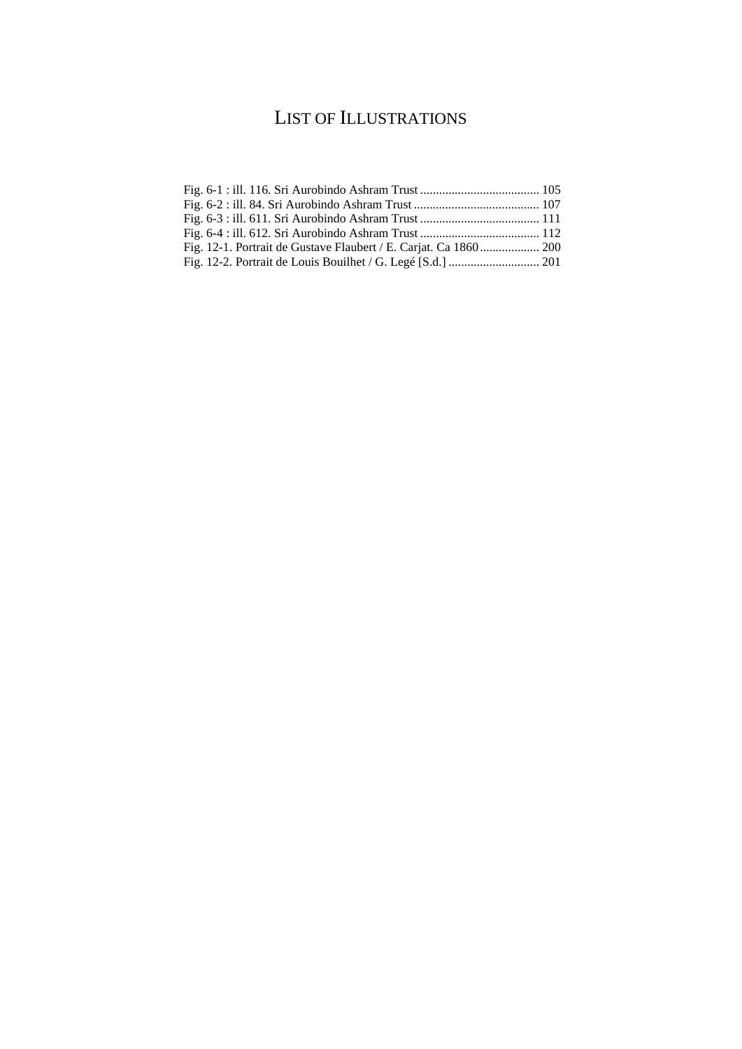# LIST OF ILLUSTRATIONS

Fig. 6-1 : ill. 116. Sri Aurobindo Ashram Trust ...................................... 105
Fig. 6-2 : ill. 84. Sri Aurobindo Ashram Trust ........................................ 107
Fig. 6-3 : ill. 611. Sri Aurobindo Ashram Trust ...................................... 111
Fig. 6-4 : ill. 612. Sri Aurobindo Ashram Trust ...................................... 112
Fig. 12-1. Portrait de Gustave Flaubert / E. Carjat. Ca 1860 ................... 200
Fig. 12-2. Portrait de Louis Bouilhet / G. Legé [S.d.] ............................. 201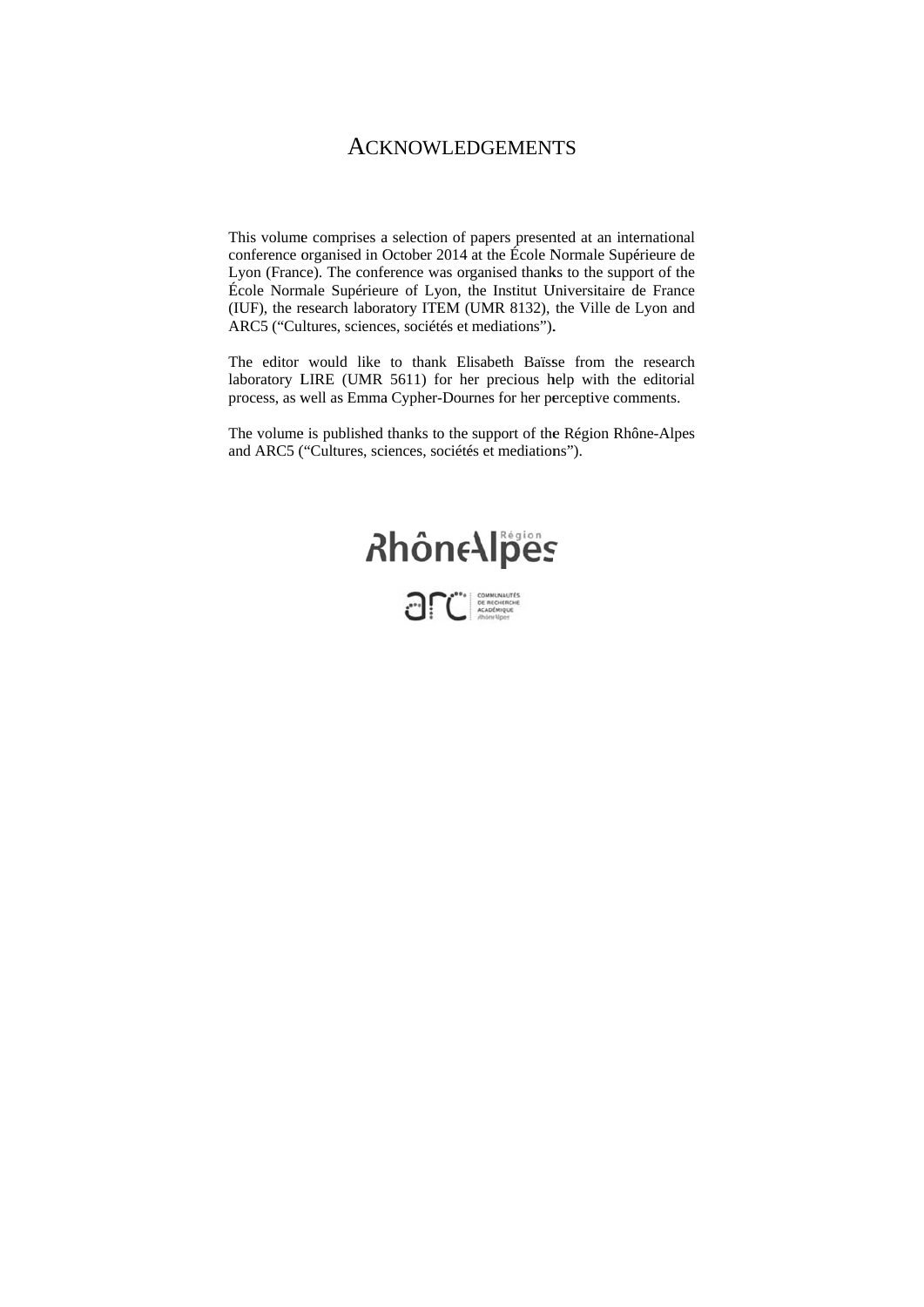# ACKNOWLEDGEMENTS

This volume comprises a selection of papers presented at an international conference organised in October 2014 at the École Normale Supérieure de Lyon (France). The conference was organised thanks to the support of the École Normale Supérieure of Lyon, the Institut Universitaire de France (IUF), the research laboratory ITEM (UMR 8132), the Ville de Lyon and ARC5 ("Cultures, sciences, sociétés et mediations").

The editor would like to thank Elisabeth Baïsse from the research laboratory LIRE (UMR 5611) for her precious help with the editorial process, as well as Emma Cypher-Dournes for her perceptive comments.

The volume is published thanks to the support of the Région Rhône-Alpes and ARC5 ("Cultures, sciences, sociétés et mediations").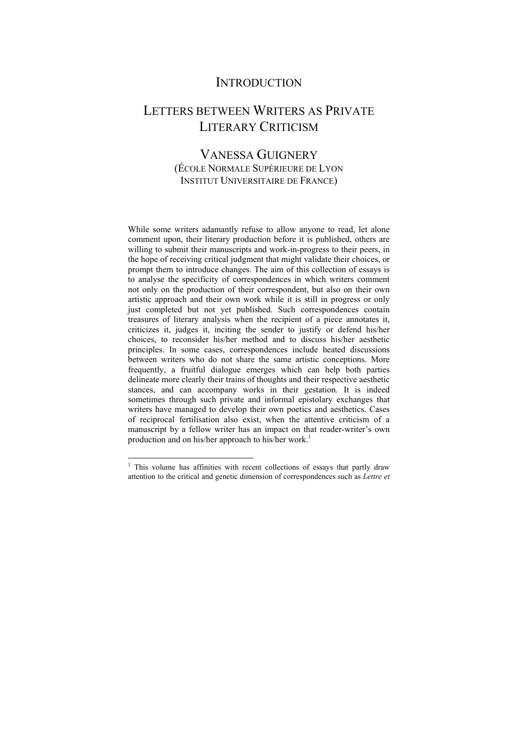# INTRODUCTION

# LETTERS BETWEEN WRITERS AS PRIVATE LITERARY CRITICISM

## VANESSA GUIGNERY

(ÉCOLE NORMALE SUPÉRIEURE DE LYON
INSTITUT UNIVERSITAIRE DE FRANCE)

While some writers adamantly refuse to allow anyone to read, let alone comment upon, their literary production before it is published, others are willing to submit their manuscripts and work-in-progress to their peers, in the hope of receiving critical judgment that might validate their choices, or prompt them to introduce changes. The aim of this collection of essays is to analyse the specificity of correspondences in which writers comment not only on the production of their correspondent, but also on their own artistic approach and their own work while it is still in progress or only just completed but not yet published. Such correspondences contain treasures of literary analysis when the recipient of a piece annotates it, criticizes it, judges it, inciting the sender to justify or defend his/her choices, to reconsider his/her method and to discuss his/her aesthetic principles. In some cases, correspondences include heated discussions between writers who do not share the same artistic conceptions. More frequently, a fruitful dialogue emerges which can help both parties delineate more clearly their trains of thoughts and their respective aesthetic stances, and can accompany works in their gestation. It is indeed sometimes through such private and informal epistolary exchanges that writers have managed to develop their own poetics and aesthetics. Cases of reciprocal fertilisation also exist, when the attentive criticism of a manuscript by a fellow writer has an impact on that reader-writer's own production and on his/her approach to his/her work.[1]

---

[1] This volume has affinities with recent collections of essays that partly draw attention to the critical and genetic dimension of correspondences such as *Lettre et*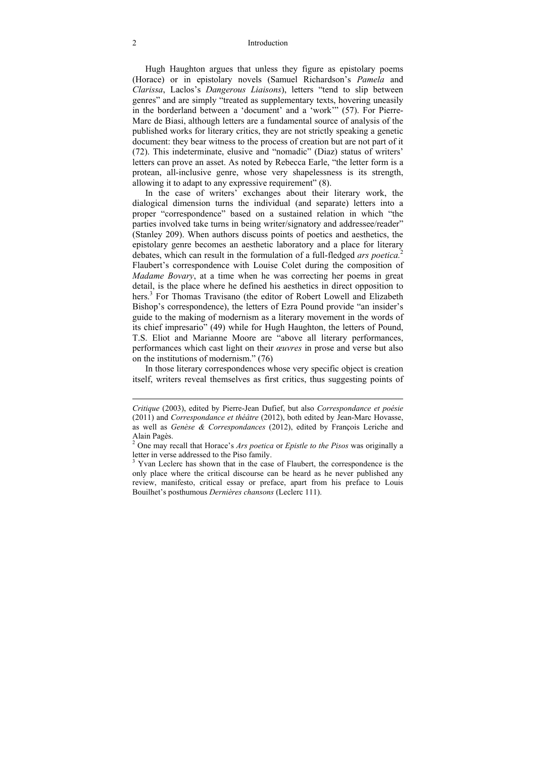Hugh Haughton argues that unless they figure as epistolary poems (Horace) or in epistolary novels (Samuel Richardson's *Pamela* and *Clarissa*, Laclos's *Dangerous Liaisons*), letters "tend to slip between genres" and are simply "treated as supplementary texts, hovering uneasily in the borderland between a 'document' and a 'work'" (57). For Pierre-Marc de Biasi, although letters are a fundamental source of analysis of the published works for literary critics, they are not strictly speaking a genetic document: they bear witness to the process of creation but are not part of it (72). This indeterminate, elusive and "nomadic" (Diaz) status of writers' letters can prove an asset. As noted by Rebecca Earle, "the letter form is a protean, all-inclusive genre, whose very shapelessness is its strength, allowing it to adapt to any expressive requirement" (8).

In the case of writers' exchanges about their literary work, the dialogical dimension turns the individual (and separate) letters into a proper "correspondence" based on a sustained relation in which "the parties involved take turns in being writer/signatory and addressee/reader" (Stanley 209). When authors discuss points of poetics and aesthetics, the epistolary genre becomes an aesthetic laboratory and a place for literary debates, which can result in the formulation of a full-fledged *ars poetica.*[2] Flaubert's correspondence with Louise Colet during the composition of *Madame Bovary*, at a time when he was correcting her poems in great detail, is the place where he defined his aesthetics in direct opposition to hers.[3] For Thomas Travisano (the editor of Robert Lowell and Elizabeth Bishop's correspondence), the letters of Ezra Pound provide "an insider's guide to the making of modernism as a literary movement in the words of its chief impresario" (49) while for Hugh Haughton, the letters of Pound, T.S. Eliot and Marianne Moore are "above all literary performances, performances which cast light on their *œuvres* in prose and verse but also on the institutions of modernism." (76)

In those literary correspondences whose very specific object is creation itself, writers reveal themselves as first critics, thus suggesting points of

---

*Critique* (2003), edited by Pierre-Jean Dufief, but also *Correspondance et poésie* (2011) and *Correspondance et théâtre* (2012), both edited by Jean-Marc Hovasse, as well as *Genèse & Correspondances* (2012), edited by François Leriche and Alain Pagès.

[2] One may recall that Horace's *Ars poetica* or *Epistle to the Pisos* was originally a letter in verse addressed to the Piso family.

[3] Yvan Leclerc has shown that in the case of Flaubert, the correspondence is the only place where the critical discourse can be heard as he never published any review, manifesto, critical essay or preface, apart from his preface to Louis Bouilhet's posthumous *Dernières chansons* (Leclerc 111).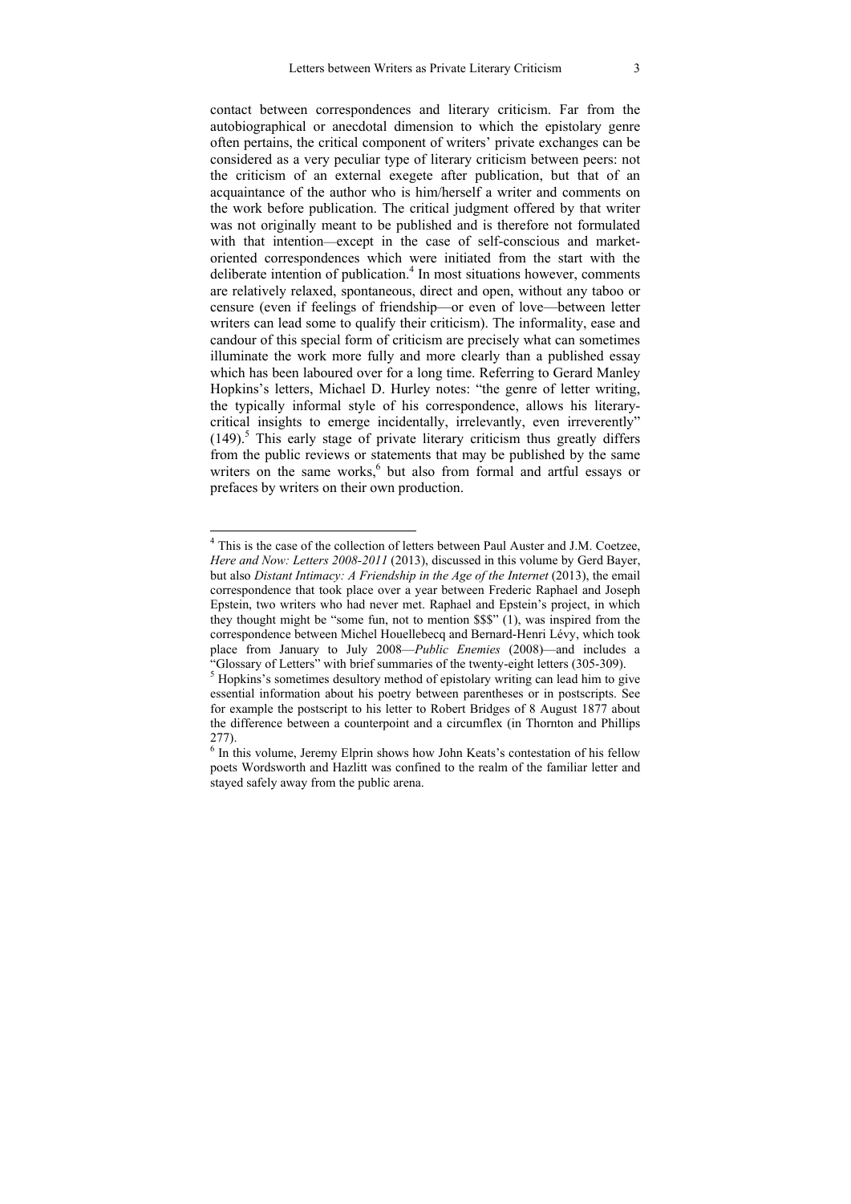contact between correspondences and literary criticism. Far from the autobiographical or anecdotal dimension to which the epistolary genre often pertains, the critical component of writers' private exchanges can be considered as a very peculiar type of literary criticism between peers: not the criticism of an external exegete after publication, but that of an acquaintance of the author who is him/herself a writer and comments on the work before publication. The critical judgment offered by that writer was not originally meant to be published and is therefore not formulated with that intention—except in the case of self-conscious and market-oriented correspondences which were initiated from the start with the deliberate intention of publication.[4] In most situations however, comments are relatively relaxed, spontaneous, direct and open, without any taboo or censure (even if feelings of friendship—or even of love—between letter writers can lead some to qualify their criticism). The informality, ease and candour of this special form of criticism are precisely what can sometimes illuminate the work more fully and more clearly than a published essay which has been laboured over for a long time. Referring to Gerard Manley Hopkins's letters, Michael D. Hurley notes: "the genre of letter writing, the typically informal style of his correspondence, allows his literary-critical insights to emerge incidentally, irrelevantly, even irreverently" (149).[5] This early stage of private literary criticism thus greatly differs from the public reviews or statements that may be published by the same writers on the same works,[6] but also from formal and artful essays or prefaces by writers on their own production.

---

[4] This is the case of the collection of letters between Paul Auster and J.M. Coetzee, *Here and Now: Letters 2008-2011* (2013), discussed in this volume by Gerd Bayer, but also *Distant Intimacy: A Friendship in the Age of the Internet* (2013), the email correspondence that took place over a year between Frederic Raphael and Joseph Epstein, two writers who had never met. Raphael and Epstein's project, in which they thought might be "some fun, not to mention $$$" (1), was inspired from the correspondence between Michel Houellebecq and Bernard-Henri Lévy, which took place from January to July 2008—*Public Enemies* (2008)—and includes a "Glossary of Letters" with brief summaries of the twenty-eight letters (305-309).

[5] Hopkins's sometimes desultory method of epistolary writing can lead him to give essential information about his poetry between parentheses or in postscripts. See for example the postscript to his letter to Robert Bridges of 8 August 1877 about the difference between a counterpoint and a circumflex (in Thornton and Phillips 277).

[6] In this volume, Jeremy Elprin shows how John Keats's contestation of his fellow poets Wordsworth and Hazlitt was confined to the realm of the familiar letter and stayed safely away from the public arena.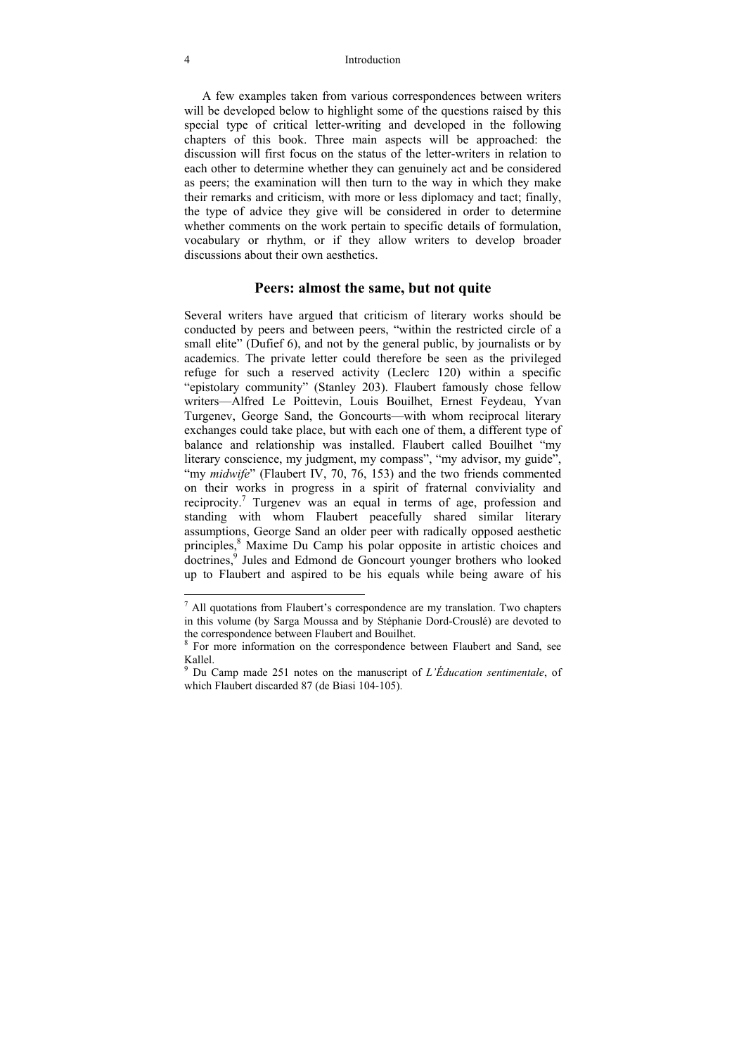A few examples taken from various correspondences between writers will be developed below to highlight some of the questions raised by this special type of critical letter-writing and developed in the following chapters of this book. Three main aspects will be approached: the discussion will first focus on the status of the letter-writers in relation to each other to determine whether they can genuinely act and be considered as peers; the examination will then turn to the way in which they make their remarks and criticism, with more or less diplomacy and tact; finally, the type of advice they give will be considered in order to determine whether comments on the work pertain to specific details of formulation, vocabulary or rhythm, or if they allow writers to develop broader discussions about their own aesthetics.

## Peers: almost the same, but not quite

Several writers have argued that criticism of literary works should be conducted by peers and between peers, "within the restricted circle of a small elite" (Dufief 6), and not by the general public, by journalists or by academics. The private letter could therefore be seen as the privileged refuge for such a reserved activity (Leclerc 120) within a specific "epistolary community" (Stanley 203). Flaubert famously chose fellow writers—Alfred Le Poittevin, Louis Bouilhet, Ernest Feydeau, Yvan Turgenev, George Sand, the Goncourts—with whom reciprocal literary exchanges could take place, but with each one of them, a different type of balance and relationship was installed. Flaubert called Bouilhet "my literary conscience, my judgment, my compass", "my advisor, my guide", "my *midwife*" (Flaubert IV, 70, 76, 153) and the two friends commented on their works in progress in a spirit of fraternal conviviality and reciprocity.[7] Turgenev was an equal in terms of age, profession and standing with whom Flaubert peacefully shared similar literary assumptions, George Sand an older peer with radically opposed aesthetic principles,[8] Maxime Du Camp his polar opposite in artistic choices and doctrines,[9] Jules and Edmond de Goncourt younger brothers who looked up to Flaubert and aspired to be his equals while being aware of his

---

[7] All quotations from Flaubert's correspondence are my translation. Two chapters in this volume (by Sarga Moussa and by Stéphanie Dord-Crouslé) are devoted to the correspondence between Flaubert and Bouilhet.

[8] For more information on the correspondence between Flaubert and Sand, see Kallel.

[9] Du Camp made 251 notes on the manuscript of *L'Éducation sentimentale*, of which Flaubert discarded 87 (de Biasi 104-105).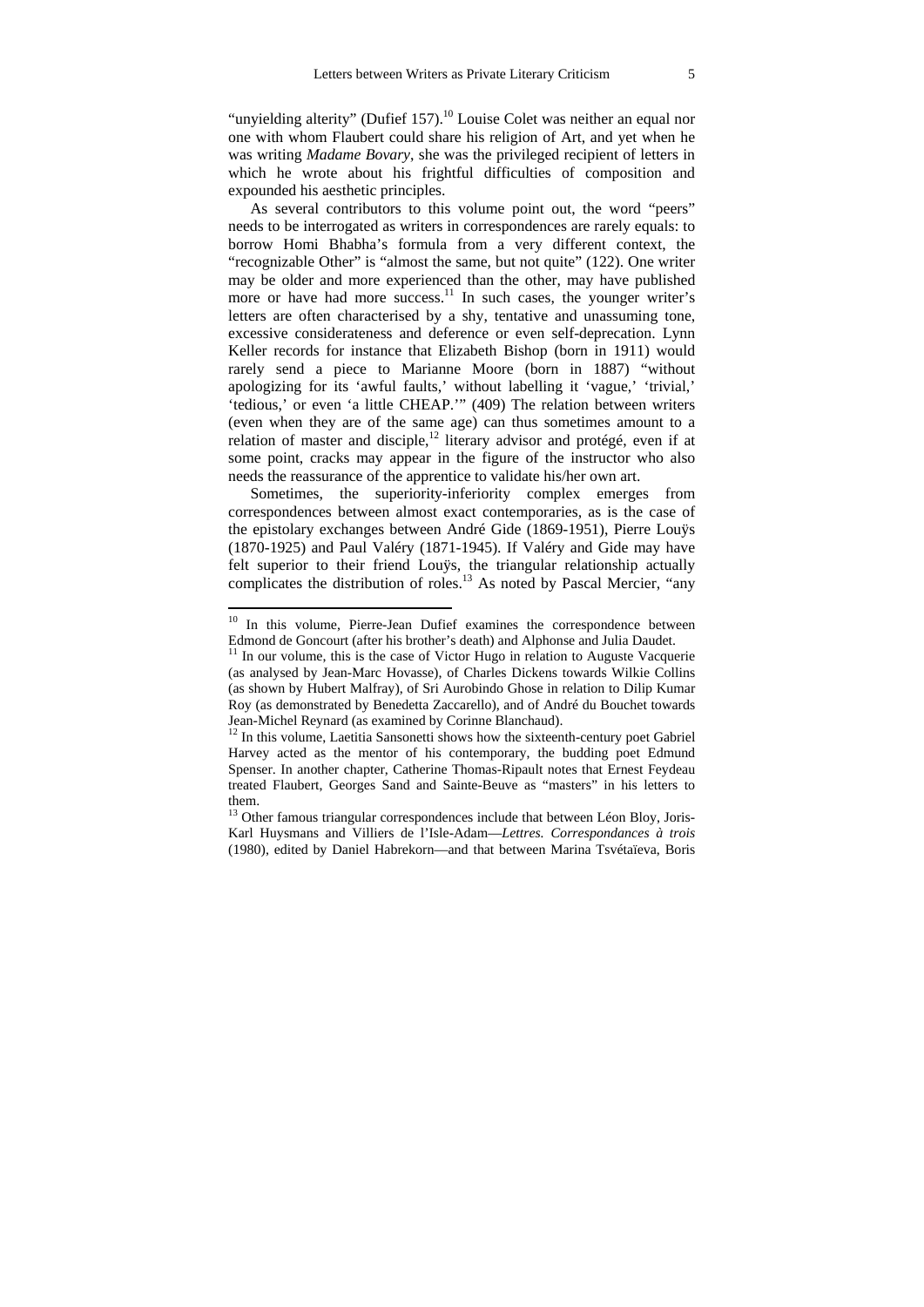"unyielding alterity" (Dufief 157).[10] Louise Colet was neither an equal nor one with whom Flaubert could share his religion of Art, and yet when he was writing *Madame Bovary*, she was the privileged recipient of letters in which he wrote about his frightful difficulties of composition and expounded his aesthetic principles.

As several contributors to this volume point out, the word "peers" needs to be interrogated as writers in correspondences are rarely equals: to borrow Homi Bhabha's formula from a very different context, the "recognizable Other" is "almost the same, but not quite" (122). One writer may be older and more experienced than the other, may have published more or have had more success.[11] In such cases, the younger writer's letters are often characterised by a shy, tentative and unassuming tone, excessive considerateness and deference or even self-deprecation. Lynn Keller records for instance that Elizabeth Bishop (born in 1911) would rarely send a piece to Marianne Moore (born in 1887) "without apologizing for its 'awful faults,' without labelling it 'vague,' 'trivial,' 'tedious,' or even 'a little CHEAP.'" (409) The relation between writers (even when they are of the same age) can thus sometimes amount to a relation of master and disciple,[12] literary advisor and protégé, even if at some point, cracks may appear in the figure of the instructor who also needs the reassurance of the apprentice to validate his/her own art.

Sometimes, the superiority-inferiority complex emerges from correspondences between almost exact contemporaries, as is the case of the epistolary exchanges between André Gide (1869-1951), Pierre Louÿs (1870-1925) and Paul Valéry (1871-1945). If Valéry and Gide may have felt superior to their friend Louÿs, the triangular relationship actually complicates the distribution of roles.[13] As noted by Pascal Mercier, "any

---

[10] In this volume, Pierre-Jean Dufief examines the correspondence between Edmond de Goncourt (after his brother's death) and Alphonse and Julia Daudet.

[11] In our volume, this is the case of Victor Hugo in relation to Auguste Vacquerie (as analysed by Jean-Marc Hovasse), of Charles Dickens towards Wilkie Collins (as shown by Hubert Malfray), of Sri Aurobindo Ghose in relation to Dilip Kumar Roy (as demonstrated by Benedetta Zaccarello), and of André du Bouchet towards Jean-Michel Reynard (as examined by Corinne Blanchaud).

[12] In this volume, Laetitia Sansonetti shows how the sixteenth-century poet Gabriel Harvey acted as the mentor of his contemporary, the budding poet Edmund Spenser. In another chapter, Catherine Thomas-Ripault notes that Ernest Feydeau treated Flaubert, Georges Sand and Sainte-Beuve as "masters" in his letters to them.

[13] Other famous triangular correspondences include that between Léon Bloy, Joris-Karl Huysmans and Villiers de l'Isle-Adam—*Lettres. Correspondances à trois* (1980), edited by Daniel Habrekorn—and that between Marina Tsvétaïeva, Boris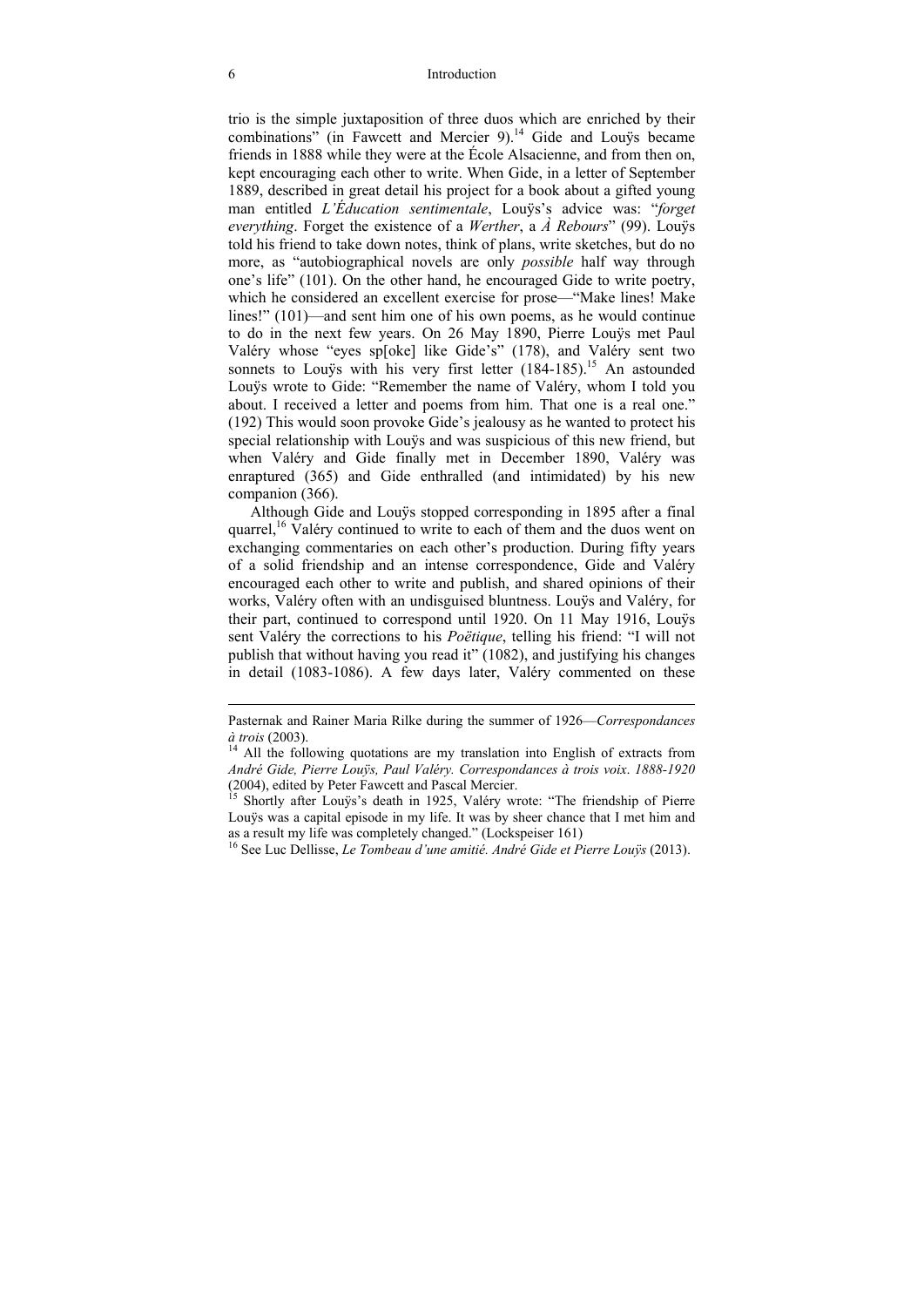trio is the simple juxtaposition of three duos which are enriched by their combinations" (in Fawcett and Mercier 9).[14] Gide and Louÿs became friends in 1888 while they were at the École Alsacienne, and from then on, kept encouraging each other to write. When Gide, in a letter of September 1889, described in great detail his project for a book about a gifted young man entitled *L'Éducation sentimentale*, Louÿs's advice was: "*forget everything*. Forget the existence of a *Werther*, a *À Rebours*" (99). Louÿs told his friend to take down notes, think of plans, write sketches, but do no more, as "autobiographical novels are only *possible* half way through one's life" (101). On the other hand, he encouraged Gide to write poetry, which he considered an excellent exercise for prose—"Make lines! Make lines!" (101)—and sent him one of his own poems, as he would continue to do in the next few years. On 26 May 1890, Pierre Louÿs met Paul Valéry whose "eyes sp[oke] like Gide's" (178), and Valéry sent two sonnets to Louÿs with his very first letter (184-185).[15] An astounded Louÿs wrote to Gide: "Remember the name of Valéry, whom I told you about. I received a letter and poems from him. That one is a real one." (192) This would soon provoke Gide's jealousy as he wanted to protect his special relationship with Louÿs and was suspicious of this new friend, but when Valéry and Gide finally met in December 1890, Valéry was enraptured (365) and Gide enthralled (and intimidated) by his new companion (366).

Although Gide and Louÿs stopped corresponding in 1895 after a final quarrel,[16] Valéry continued to write to each of them and the duos went on exchanging commentaries on each other's production. During fifty years of a solid friendship and an intense correspondence, Gide and Valéry encouraged each other to write and publish, and shared opinions of their works, Valéry often with an undisguised bluntness. Louÿs and Valéry, for their part, continued to correspond until 1920. On 11 May 1916, Louÿs sent Valéry the corrections to his *Poëtique*, telling his friend: "I will not publish that without having you read it" (1082), and justifying his changes in detail (1083-1086). A few days later, Valéry commented on these

---

Pasternak and Rainer Maria Rilke during the summer of 1926—*Correspondances à trois* (2003).

[14] All the following quotations are my translation into English of extracts from *André Gide, Pierre Louÿs, Paul Valéry. Correspondances à trois voix*. *1888-1920* (2004), edited by Peter Fawcett and Pascal Mercier.

[15] Shortly after Louÿs's death in 1925, Valéry wrote: "The friendship of Pierre Louÿs was a capital episode in my life. It was by sheer chance that I met him and as a result my life was completely changed." (Lockspeiser 161)

[16] See Luc Dellisse, *Le Tombeau d'une amitié. André Gide et Pierre Louÿs* (2013).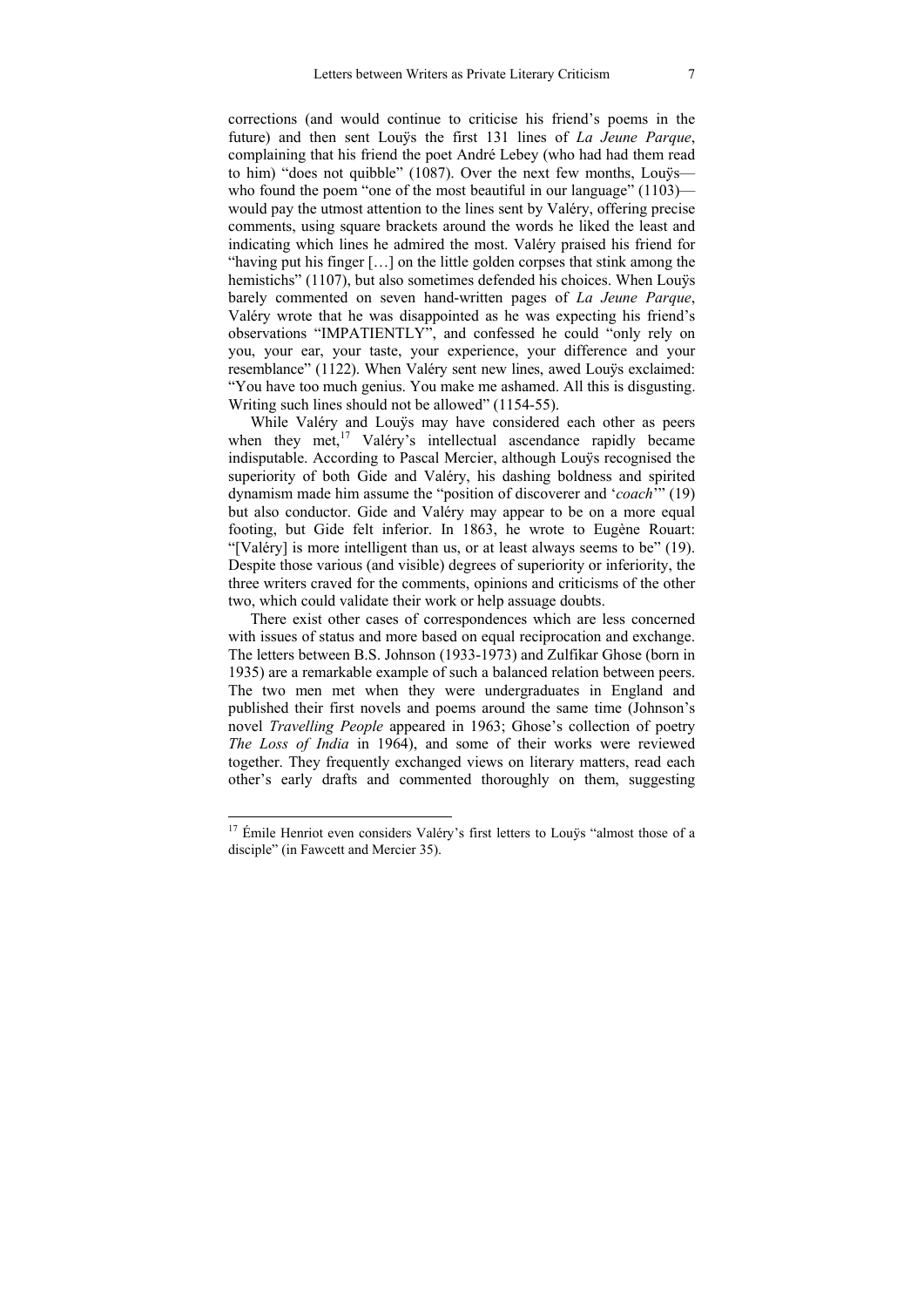corrections (and would continue to criticise his friend's poems in the future) and then sent Louÿs the first 131 lines of *La Jeune Parque*, complaining that his friend the poet André Lebey (who had had them read to him) "does not quibble" (1087). Over the next few months, Louÿs—who found the poem "one of the most beautiful in our language" (1103)—would pay the utmost attention to the lines sent by Valéry, offering precise comments, using square brackets around the words he liked the least and indicating which lines he admired the most. Valéry praised his friend for "having put his finger […] on the little golden corpses that stink among the hemistichs" (1107), but also sometimes defended his choices. When Louÿs barely commented on seven hand-written pages of *La Jeune Parque*, Valéry wrote that he was disappointed as he was expecting his friend's observations "IMPATIENTLY", and confessed he could "only rely on you, your ear, your taste, your experience, your difference and your resemblance" (1122). When Valéry sent new lines, awed Louÿs exclaimed: "You have too much genius. You make me ashamed. All this is disgusting. Writing such lines should not be allowed" (1154-55).

While Valéry and Louÿs may have considered each other as peers when they met,[17] Valéry's intellectual ascendance rapidly became indisputable. According to Pascal Mercier, although Louÿs recognised the superiority of both Gide and Valéry, his dashing boldness and spirited dynamism made him assume the "position of discoverer and '*coach*'" (19) but also conductor. Gide and Valéry may appear to be on a more equal footing, but Gide felt inferior. In 1863, he wrote to Eugène Rouart: "[Valéry] is more intelligent than us, or at least always seems to be" (19). Despite those various (and visible) degrees of superiority or inferiority, the three writers craved for the comments, opinions and criticisms of the other two, which could validate their work or help assuage doubts.

There exist other cases of correspondences which are less concerned with issues of status and more based on equal reciprocation and exchange. The letters between B.S. Johnson (1933-1973) and Zulfikar Ghose (born in 1935) are a remarkable example of such a balanced relation between peers. The two men met when they were undergraduates in England and published their first novels and poems around the same time (Johnson's novel *Travelling People* appeared in 1963; Ghose's collection of poetry *The Loss of India* in 1964), and some of their works were reviewed together. They frequently exchanged views on literary matters, read each other's early drafts and commented thoroughly on them, suggesting

---

[17] Émile Henriot even considers Valéry's first letters to Louÿs "almost those of a disciple" (in Fawcett and Mercier 35).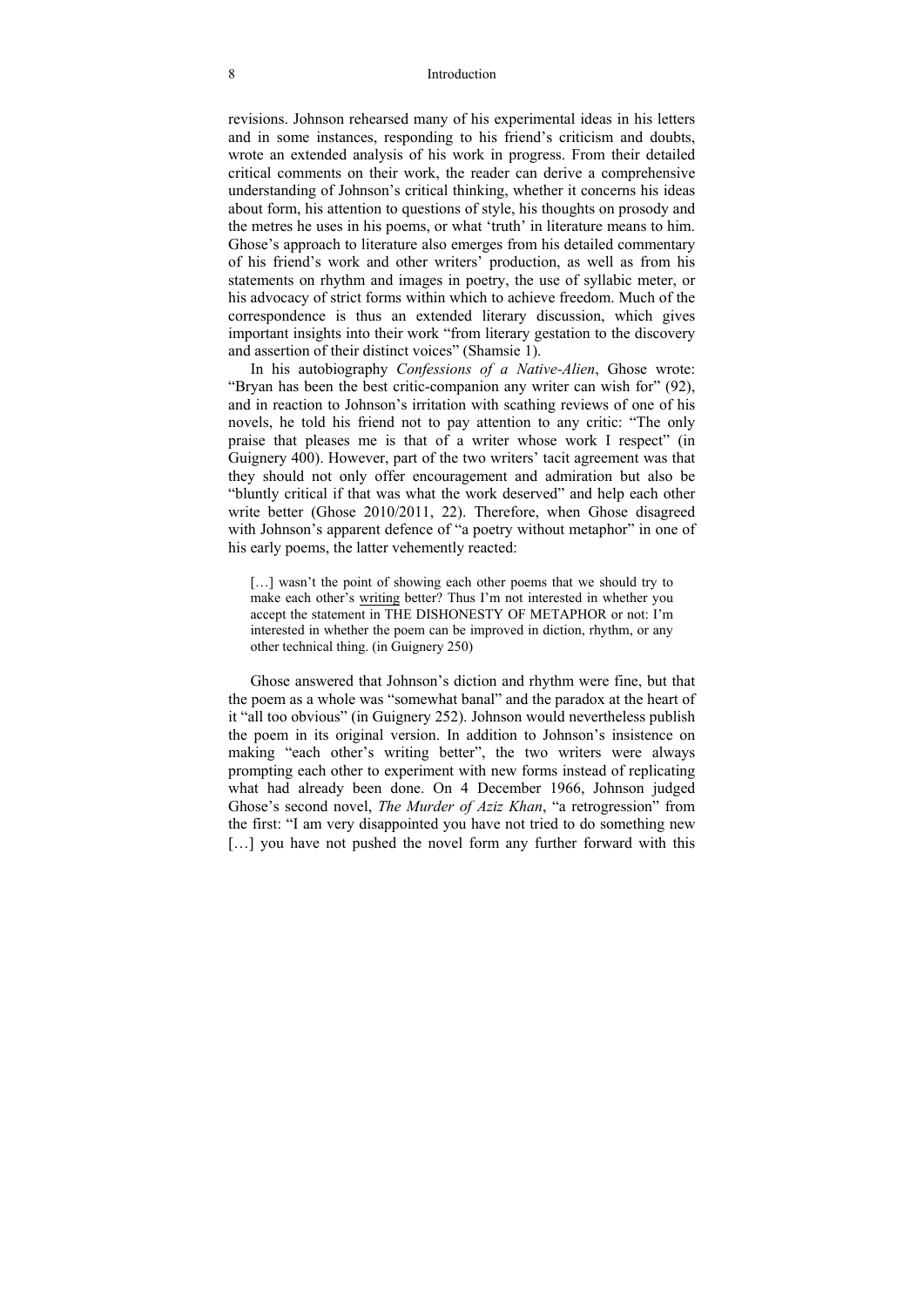revisions. Johnson rehearsed many of his experimental ideas in his letters and in some instances, responding to his friend's criticism and doubts, wrote an extended analysis of his work in progress. From their detailed critical comments on their work, the reader can derive a comprehensive understanding of Johnson's critical thinking, whether it concerns his ideas about form, his attention to questions of style, his thoughts on prosody and the metres he uses in his poems, or what 'truth' in literature means to him. Ghose's approach to literature also emerges from his detailed commentary of his friend's work and other writers' production, as well as from his statements on rhythm and images in poetry, the use of syllabic meter, or his advocacy of strict forms within which to achieve freedom. Much of the correspondence is thus an extended literary discussion, which gives important insights into their work "from literary gestation to the discovery and assertion of their distinct voices" (Shamsie 1).

In his autobiography *Confessions of a Native-Alien*, Ghose wrote: "Bryan has been the best critic-companion any writer can wish for" (92), and in reaction to Johnson's irritation with scathing reviews of one of his novels, he told his friend not to pay attention to any critic: "The only praise that pleases me is that of a writer whose work I respect" (in Guignery 400). However, part of the two writers' tacit agreement was that they should not only offer encouragement and admiration but also be "bluntly critical if that was what the work deserved" and help each other write better (Ghose 2010/2011, 22). Therefore, when Ghose disagreed with Johnson's apparent defence of "a poetry without metaphor" in one of his early poems, the latter vehemently reacted:

> […] wasn't the point of showing each other poems that we should try to make each other's <u>writing</u> better? Thus I'm not interested in whether you accept the statement in THE DISHONESTY OF METAPHOR or not: I'm interested in whether the poem can be improved in diction, rhythm, or any other technical thing. (in Guignery 250)

Ghose answered that Johnson's diction and rhythm were fine, but that the poem as a whole was "somewhat banal" and the paradox at the heart of it "all too obvious" (in Guignery 252). Johnson would nevertheless publish the poem in its original version. In addition to Johnson's insistence on making "each other's writing better", the two writers were always prompting each other to experiment with new forms instead of replicating what had already been done. On 4 December 1966, Johnson judged Ghose's second novel, *The Murder of Aziz Khan*, "a retrogression" from the first: "I am very disappointed you have not tried to do something new […] you have not pushed the novel form any further forward with this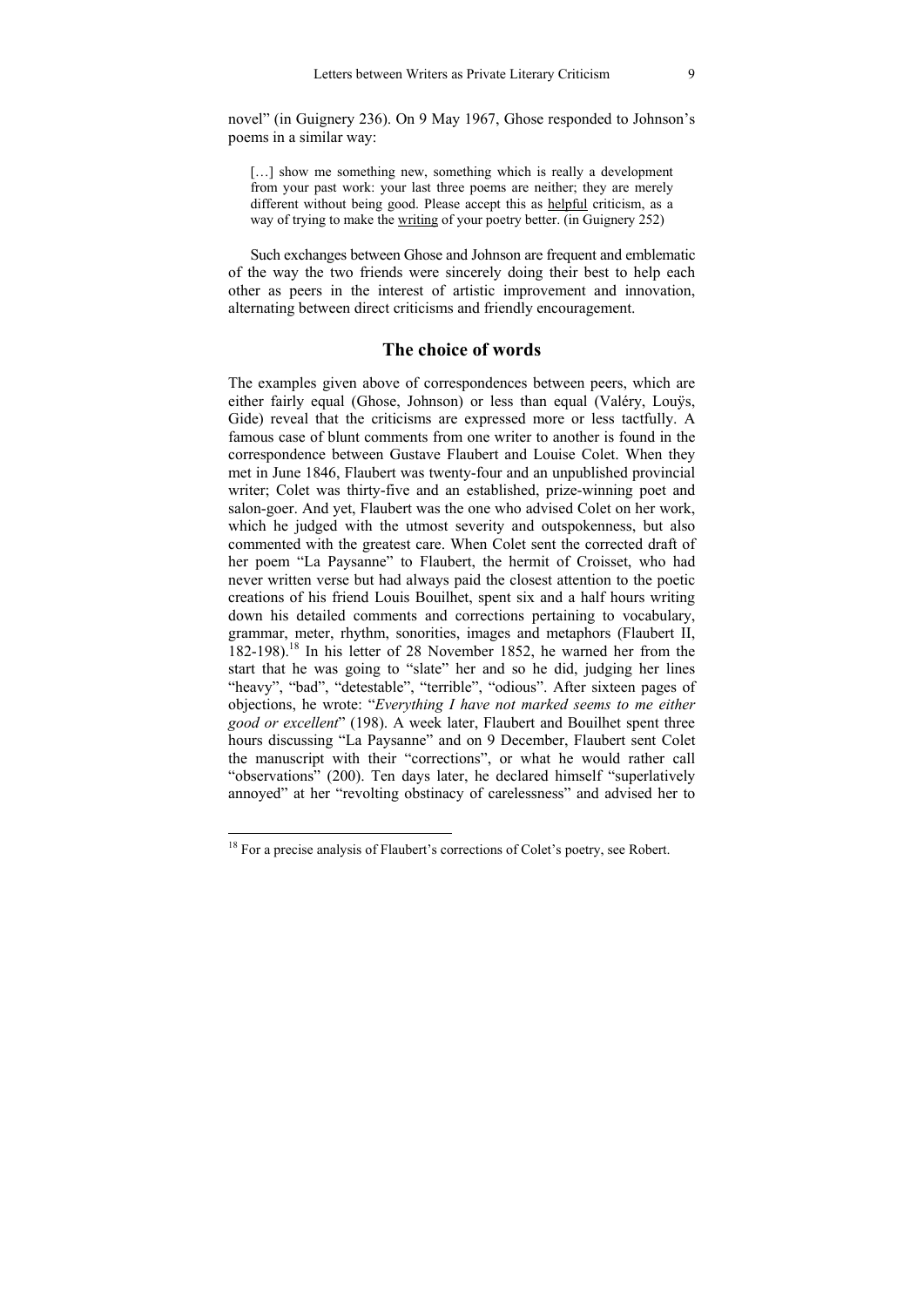novel" (in Guignery 236). On 9 May 1967, Ghose responded to Johnson's poems in a similar way:

> […] show me something new, something which is really a development from your past work: your last three poems are neither; they are merely different without being good. Please accept this as <u>helpful</u> criticism, as a way of trying to make the <u>writing</u> of your poetry better. (in Guignery 252)

Such exchanges between Ghose and Johnson are frequent and emblematic of the way the two friends were sincerely doing their best to help each other as peers in the interest of artistic improvement and innovation, alternating between direct criticisms and friendly encouragement.

## The choice of words

The examples given above of correspondences between peers, which are either fairly equal (Ghose, Johnson) or less than equal (Valéry, Louÿs, Gide) reveal that the criticisms are expressed more or less tactfully. A famous case of blunt comments from one writer to another is found in the correspondence between Gustave Flaubert and Louise Colet. When they met in June 1846, Flaubert was twenty-four and an unpublished provincial writer; Colet was thirty-five and an established, prize-winning poet and salon-goer. And yet, Flaubert was the one who advised Colet on her work, which he judged with the utmost severity and outspokenness, but also commented with the greatest care. When Colet sent the corrected draft of her poem "La Paysanne" to Flaubert, the hermit of Croisset, who had never written verse but had always paid the closest attention to the poetic creations of his friend Louis Bouilhet, spent six and a half hours writing down his detailed comments and corrections pertaining to vocabulary, grammar, meter, rhythm, sonorities, images and metaphors (Flaubert II, 182-198).[18] In his letter of 28 November 1852, he warned her from the start that he was going to "slate" her and so he did, judging her lines "heavy", "bad", "detestable", "terrible", "odious". After sixteen pages of objections, he wrote: "*Everything I have not marked seems to me either good or excellent*" (198). A week later, Flaubert and Bouilhet spent three hours discussing "La Paysanne" and on 9 December, Flaubert sent Colet the manuscript with their "corrections", or what he would rather call "observations" (200). Ten days later, he declared himself "superlatively annoyed" at her "revolting obstinacy of carelessness" and advised her to

[18] For a precise analysis of Flaubert's corrections of Colet's poetry, see Robert.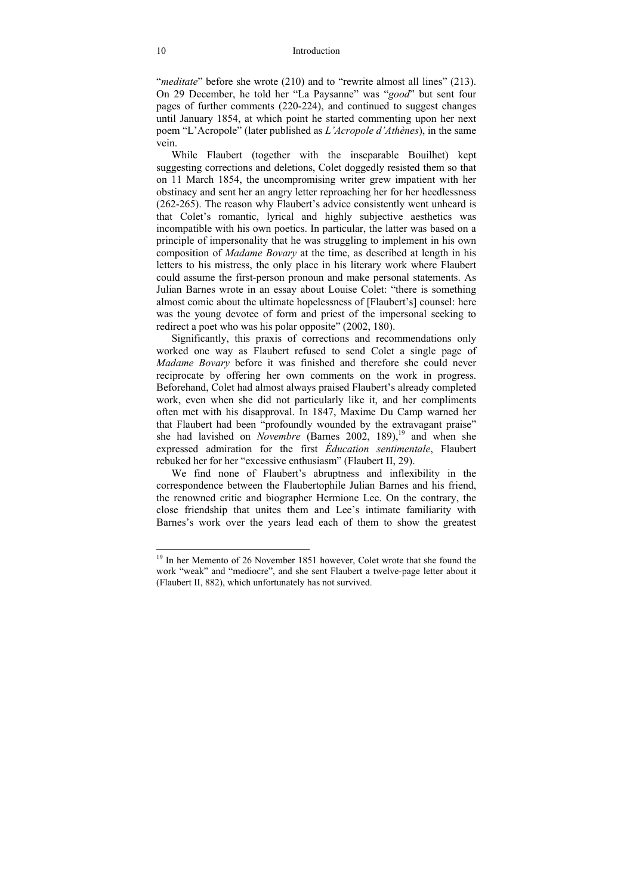"*meditate*" before she wrote (210) and to "rewrite almost all lines" (213). On 29 December, he told her "La Paysanne" was "*good*" but sent four pages of further comments (220-224), and continued to suggest changes until January 1854, at which point he started commenting upon her next poem "L'Acropole" (later published as *L'Acropole d'Athènes*), in the same vein.

While Flaubert (together with the inseparable Bouilhet) kept suggesting corrections and deletions, Colet doggedly resisted them so that on 11 March 1854, the uncompromising writer grew impatient with her obstinacy and sent her an angry letter reproaching her for her heedlessness (262-265). The reason why Flaubert's advice consistently went unheard is that Colet's romantic, lyrical and highly subjective aesthetics was incompatible with his own poetics. In particular, the latter was based on a principle of impersonality that he was struggling to implement in his own composition of *Madame Bovary* at the time, as described at length in his letters to his mistress, the only place in his literary work where Flaubert could assume the first-person pronoun and make personal statements. As Julian Barnes wrote in an essay about Louise Colet: "there is something almost comic about the ultimate hopelessness of [Flaubert's] counsel: here was the young devotee of form and priest of the impersonal seeking to redirect a poet who was his polar opposite" (2002, 180).

Significantly, this praxis of corrections and recommendations only worked one way as Flaubert refused to send Colet a single page of *Madame Bovary* before it was finished and therefore she could never reciprocate by offering her own comments on the work in progress. Beforehand, Colet had almost always praised Flaubert's already completed work, even when she did not particularly like it, and her compliments often met with his disapproval. In 1847, Maxime Du Camp warned her that Flaubert had been "profoundly wounded by the extravagant praise" she had lavished on *Novembre* (Barnes 2002, 189),[19] and when she expressed admiration for the first *Éducation sentimentale*, Flaubert rebuked her for her "excessive enthusiasm" (Flaubert II, 29).

We find none of Flaubert's abruptness and inflexibility in the correspondence between the Flaubertophile Julian Barnes and his friend, the renowned critic and biographer Hermione Lee. On the contrary, the close friendship that unites them and Lee's intimate familiarity with Barnes's work over the years lead each of them to show the greatest

---

[19] In her Memento of 26 November 1851 however, Colet wrote that she found the work "weak" and "mediocre", and she sent Flaubert a twelve-page letter about it (Flaubert II, 882), which unfortunately has not survived.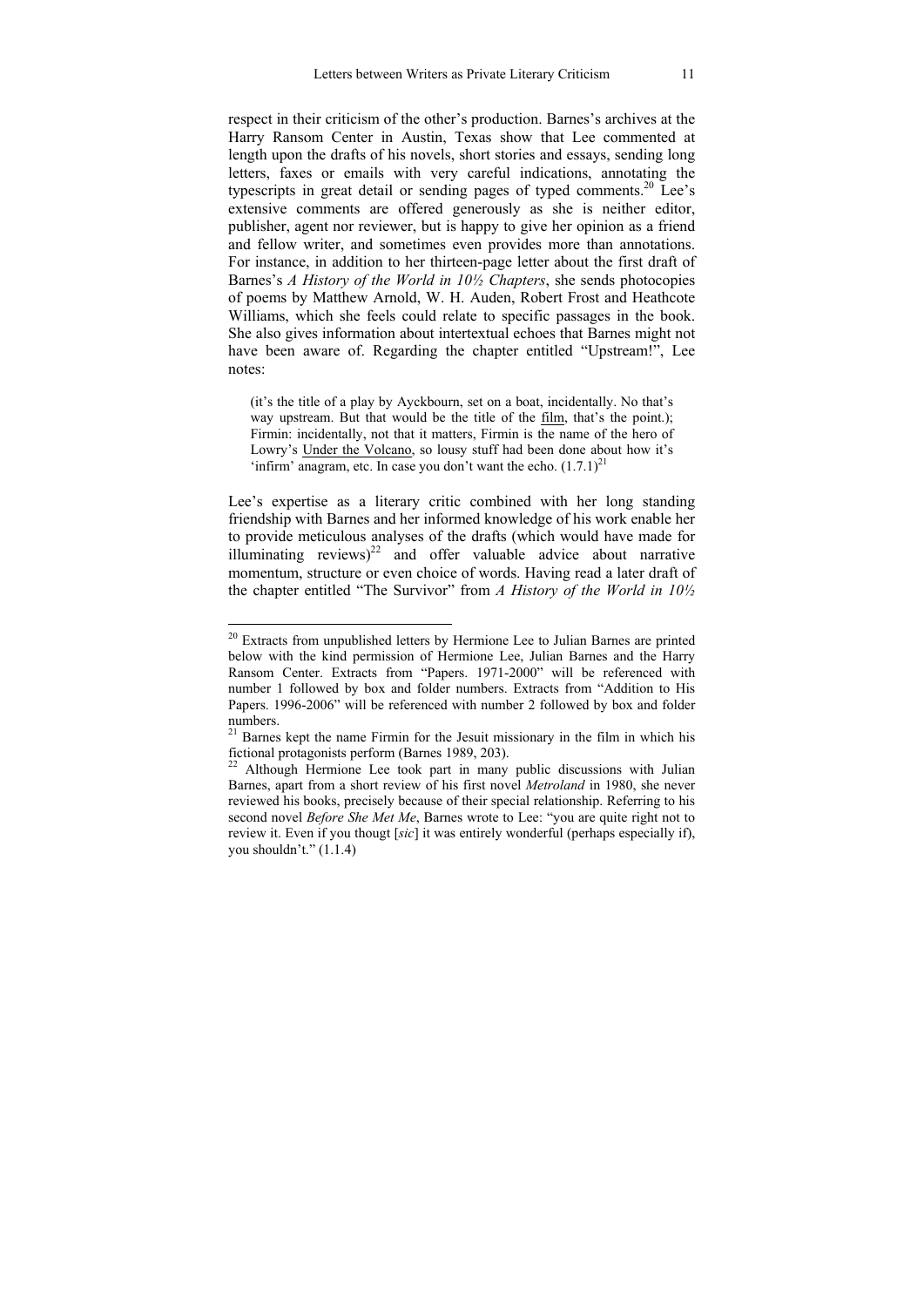respect in their criticism of the other's production. Barnes's archives at the Harry Ransom Center in Austin, Texas show that Lee commented at length upon the drafts of his novels, short stories and essays, sending long letters, faxes or emails with very careful indications, annotating the typescripts in great detail or sending pages of typed comments.[20] Lee's extensive comments are offered generously as she is neither editor, publisher, agent nor reviewer, but is happy to give her opinion as a friend and fellow writer, and sometimes even provides more than annotations. For instance, in addition to her thirteen-page letter about the first draft of Barnes's *A History of the World in 10½ Chapters*, she sends photocopies of poems by Matthew Arnold, W. H. Auden, Robert Frost and Heathcote Williams, which she feels could relate to specific passages in the book. She also gives information about intertextual echoes that Barnes might not have been aware of. Regarding the chapter entitled "Upstream!", Lee notes:

> (it's the title of a play by Ayckbourn, set on a boat, incidentally. No that's way upstream. But that would be the title of the film, that's the point.); Firmin: incidentally, not that it matters, Firmin is the name of the hero of Lowry's Under the Volcano, so lousy stuff had been done about how it's 'infirm' anagram, etc. In case you don't want the echo. (1.7.1)[21]

Lee's expertise as a literary critic combined with her long standing friendship with Barnes and her informed knowledge of his work enable her to provide meticulous analyses of the drafts (which would have made for illuminating reviews)[22] and offer valuable advice about narrative momentum, structure or even choice of words. Having read a later draft of the chapter entitled "The Survivor" from *A History of the World in 10½*

---

[20] Extracts from unpublished letters by Hermione Lee to Julian Barnes are printed below with the kind permission of Hermione Lee, Julian Barnes and the Harry Ransom Center. Extracts from "Papers. 1971-2000" will be referenced with number 1 followed by box and folder numbers. Extracts from "Addition to His Papers. 1996-2006" will be referenced with number 2 followed by box and folder numbers.

[21] Barnes kept the name Firmin for the Jesuit missionary in the film in which his fictional protagonists perform (Barnes 1989, 203).

[22] Although Hermione Lee took part in many public discussions with Julian Barnes, apart from a short review of his first novel *Metroland* in 1980, she never reviewed his books, precisely because of their special relationship. Referring to his second novel *Before She Met Me*, Barnes wrote to Lee: "you are quite right not to review it. Even if you thougt [*sic*] it was entirely wonderful (perhaps especially if), you shouldn't." (1.1.4)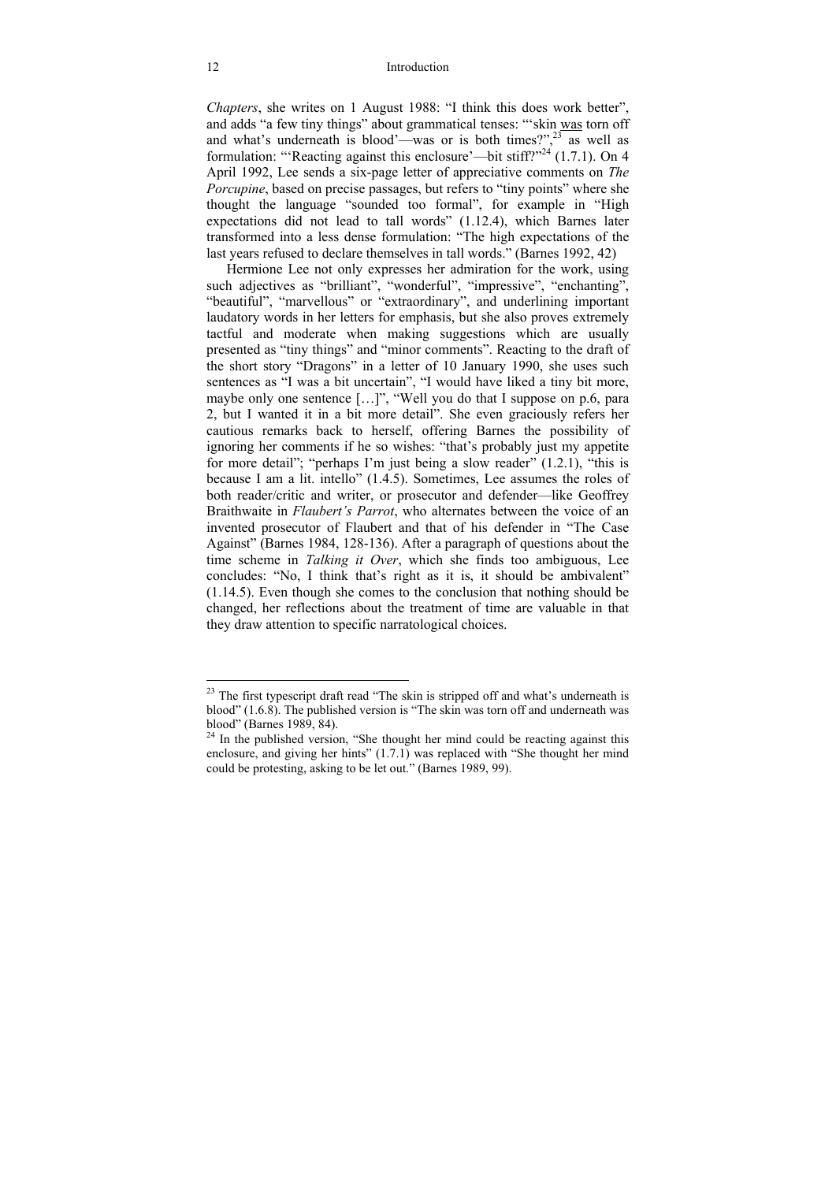*Chapters*, she writes on 1 August 1988: "I think this does work better", and adds "a few tiny things" about grammatical tenses: "'skin was torn off and what's underneath is blood'—was or is both times?",[23] as well as formulation: "'Reacting against this enclosure'—bit stiff?"[24] (1.7.1). On 4 April 1992, Lee sends a six-page letter of appreciative comments on *The Porcupine*, based on precise passages, but refers to "tiny points" where she thought the language "sounded too formal", for example in "High expectations did not lead to tall words" (1.12.4), which Barnes later transformed into a less dense formulation: "The high expectations of the last years refused to declare themselves in tall words." (Barnes 1992, 42)

Hermione Lee not only expresses her admiration for the work, using such adjectives as "brilliant", "wonderful", "impressive", "enchanting", "beautiful", "marvellous" or "extraordinary", and underlining important laudatory words in her letters for emphasis, but she also proves extremely tactful and moderate when making suggestions which are usually presented as "tiny things" and "minor comments". Reacting to the draft of the short story "Dragons" in a letter of 10 January 1990, she uses such sentences as "I was a bit uncertain", "I would have liked a tiny bit more, maybe only one sentence […]", "Well you do that I suppose on p.6, para 2, but I wanted it in a bit more detail". She even graciously refers her cautious remarks back to herself, offering Barnes the possibility of ignoring her comments if he so wishes: "that's probably just my appetite for more detail"; "perhaps I'm just being a slow reader" (1.2.1), "this is because I am a lit. intello" (1.4.5). Sometimes, Lee assumes the roles of both reader/critic and writer, or prosecutor and defender—like Geoffrey Braithwaite in *Flaubert's Parrot*, who alternates between the voice of an invented prosecutor of Flaubert and that of his defender in "The Case Against" (Barnes 1984, 128-136). After a paragraph of questions about the time scheme in *Talking it Over*, which she finds too ambiguous, Lee concludes: "No, I think that's right as it is, it should be ambivalent" (1.14.5). Even though she comes to the conclusion that nothing should be changed, her reflections about the treatment of time are valuable in that they draw attention to specific narratological choices.

---

[23] The first typescript draft read "The skin is stripped off and what's underneath is blood" (1.6.8). The published version is "The skin was torn off and underneath was blood" (Barnes 1989, 84).

[24] In the published version, "She thought her mind could be reacting against this enclosure, and giving her hints" (1.7.1) was replaced with "She thought her mind could be protesting, asking to be let out." (Barnes 1989, 99).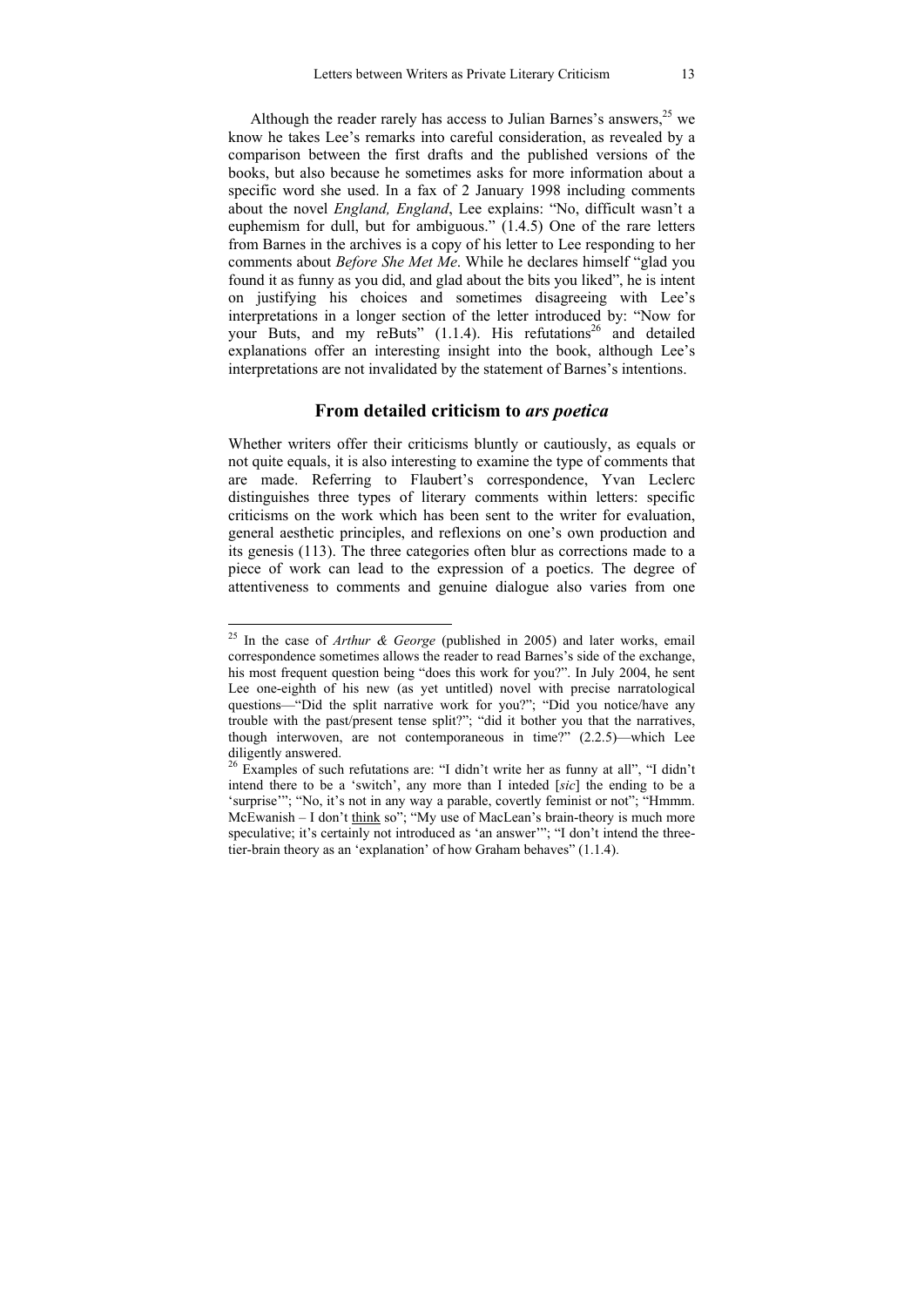Although the reader rarely has access to Julian Barnes's answers,[25] we know he takes Lee's remarks into careful consideration, as revealed by a comparison between the first drafts and the published versions of the books, but also because he sometimes asks for more information about a specific word she used. In a fax of 2 January 1998 including comments about the novel *England, England*, Lee explains: "No, difficult wasn't a euphemism for dull, but for ambiguous." (1.4.5) One of the rare letters from Barnes in the archives is a copy of his letter to Lee responding to her comments about *Before She Met Me*. While he declares himself "glad you found it as funny as you did, and glad about the bits you liked", he is intent on justifying his choices and sometimes disagreeing with Lee's interpretations in a longer section of the letter introduced by: "Now for your Buts, and my reButs" (1.1.4). His refutations[26] and detailed explanations offer an interesting insight into the book, although Lee's interpretations are not invalidated by the statement of Barnes's intentions.

## From detailed criticism to *ars poetica*

Whether writers offer their criticisms bluntly or cautiously, as equals or not quite equals, it is also interesting to examine the type of comments that are made. Referring to Flaubert's correspondence, Yvan Leclerc distinguishes three types of literary comments within letters: specific criticisms on the work which has been sent to the writer for evaluation, general aesthetic principles, and reflexions on one's own production and its genesis (113). The three categories often blur as corrections made to a piece of work can lead to the expression of a poetics. The degree of attentiveness to comments and genuine dialogue also varies from one

---

[25] In the case of *Arthur & George* (published in 2005) and later works, email correspondence sometimes allows the reader to read Barnes's side of the exchange, his most frequent question being "does this work for you?". In July 2004, he sent Lee one-eighth of his new (as yet untitled) novel with precise narratological questions—"Did the split narrative work for you?"; "Did you notice/have any trouble with the past/present tense split?"; "did it bother you that the narratives, though interwoven, are not contemporaneous in time?" (2.2.5)—which Lee diligently answered.

[26] Examples of such refutations are: "I didn't write her as funny at all", "I didn't intend there to be a 'switch', any more than I inteded [*sic*] the ending to be a 'surprise'"; "No, it's not in any way a parable, covertly feminist or not"; "Hmmm. McEwanish – I don't <u>think</u> so"; "My use of MacLean's brain-theory is much more speculative; it's certainly not introduced as 'an answer'"; "I don't intend the three-tier-brain theory as an 'explanation' of how Graham behaves" (1.1.4).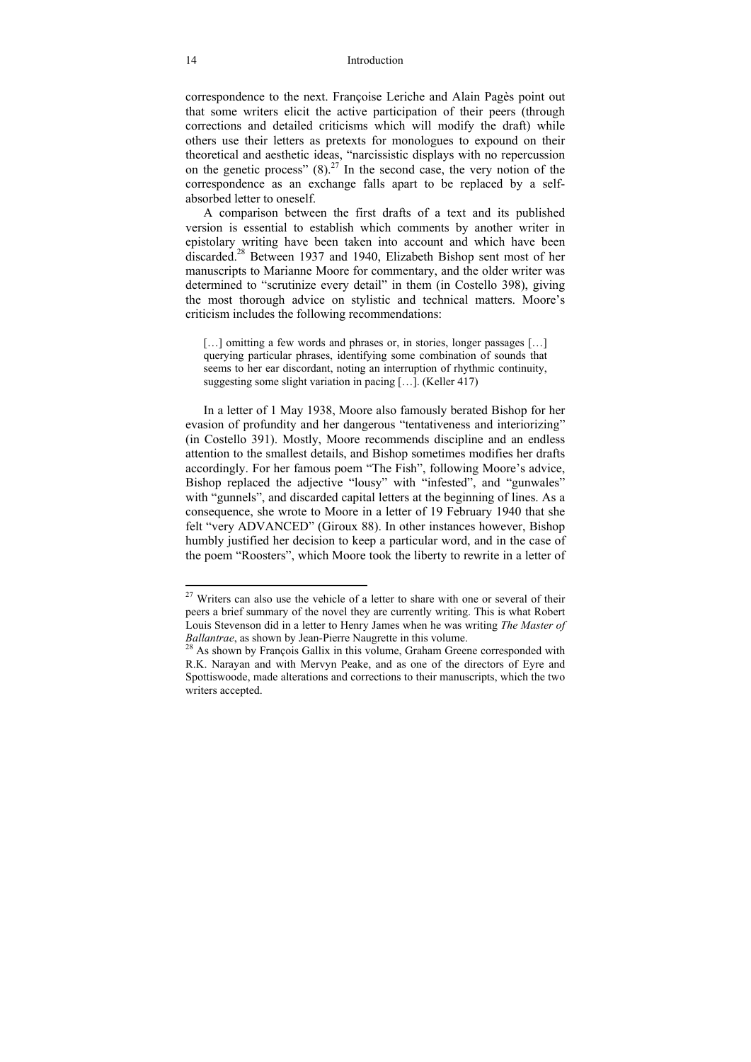correspondence to the next. Françoise Leriche and Alain Pagès point out that some writers elicit the active participation of their peers (through corrections and detailed criticisms which will modify the draft) while others use their letters as pretexts for monologues to expound on their theoretical and aesthetic ideas, "narcissistic displays with no repercussion on the genetic process" (8).[27] In the second case, the very notion of the correspondence as an exchange falls apart to be replaced by a self-absorbed letter to oneself.

A comparison between the first drafts of a text and its published version is essential to establish which comments by another writer in epistolary writing have been taken into account and which have been discarded.[28] Between 1937 and 1940, Elizabeth Bishop sent most of her manuscripts to Marianne Moore for commentary, and the older writer was determined to "scrutinize every detail" in them (in Costello 398), giving the most thorough advice on stylistic and technical matters. Moore's criticism includes the following recommendations:

> […] omitting a few words and phrases or, in stories, longer passages […] querying particular phrases, identifying some combination of sounds that seems to her ear discordant, noting an interruption of rhythmic continuity, suggesting some slight variation in pacing […]. (Keller 417)

In a letter of 1 May 1938, Moore also famously berated Bishop for her evasion of profundity and her dangerous "tentativeness and interiorizing" (in Costello 391). Mostly, Moore recommends discipline and an endless attention to the smallest details, and Bishop sometimes modifies her drafts accordingly. For her famous poem "The Fish", following Moore's advice, Bishop replaced the adjective "lousy" with "infested", and "gunwales" with "gunnels", and discarded capital letters at the beginning of lines. As a consequence, she wrote to Moore in a letter of 19 February 1940 that she felt "very ADVANCED" (Giroux 88). In other instances however, Bishop humbly justified her decision to keep a particular word, and in the case of the poem "Roosters", which Moore took the liberty to rewrite in a letter of

---

[27] Writers can also use the vehicle of a letter to share with one or several of their peers a brief summary of the novel they are currently writing. This is what Robert Louis Stevenson did in a letter to Henry James when he was writing *The Master of Ballantrae*, as shown by Jean-Pierre Naugrette in this volume.

[28] As shown by François Gallix in this volume, Graham Greene corresponded with R.K. Narayan and with Mervyn Peake, and as one of the directors of Eyre and Spottiswoode, made alterations and corrections to their manuscripts, which the two writers accepted.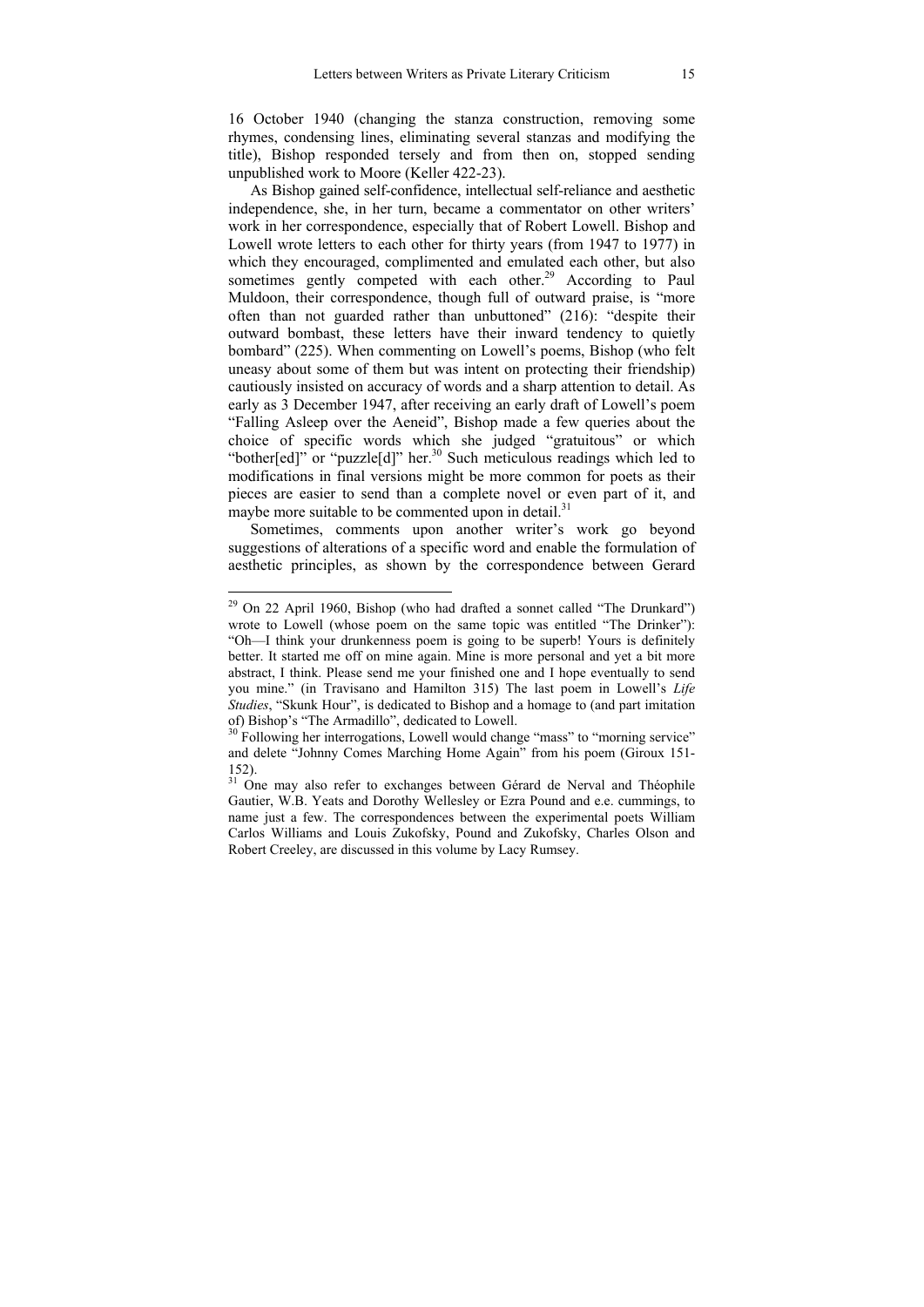16 October 1940 (changing the stanza construction, removing some rhymes, condensing lines, eliminating several stanzas and modifying the title), Bishop responded tersely and from then on, stopped sending unpublished work to Moore (Keller 422-23).

As Bishop gained self-confidence, intellectual self-reliance and aesthetic independence, she, in her turn, became a commentator on other writers' work in her correspondence, especially that of Robert Lowell. Bishop and Lowell wrote letters to each other for thirty years (from 1947 to 1977) in which they encouraged, complimented and emulated each other, but also sometimes gently competed with each other.[29] According to Paul Muldoon, their correspondence, though full of outward praise, is "more often than not guarded rather than unbuttoned" (216): "despite their outward bombast, these letters have their inward tendency to quietly bombard" (225). When commenting on Lowell's poems, Bishop (who felt uneasy about some of them but was intent on protecting their friendship) cautiously insisted on accuracy of words and a sharp attention to detail. As early as 3 December 1947, after receiving an early draft of Lowell's poem "Falling Asleep over the Aeneid", Bishop made a few queries about the choice of specific words which she judged "gratuitous" or which "bother[ed]" or "puzzle[d]" her.[30] Such meticulous readings which led to modifications in final versions might be more common for poets as their pieces are easier to send than a complete novel or even part of it, and maybe more suitable to be commented upon in detail.[31]

Sometimes, comments upon another writer's work go beyond suggestions of alterations of a specific word and enable the formulation of aesthetic principles, as shown by the correspondence between Gerard

---

[29] On 22 April 1960, Bishop (who had drafted a sonnet called "The Drunkard") wrote to Lowell (whose poem on the same topic was entitled "The Drinker"): "Oh—I think your drunkenness poem is going to be superb! Yours is definitely better. It started me off on mine again. Mine is more personal and yet a bit more abstract, I think. Please send me your finished one and I hope eventually to send you mine." (in Travisano and Hamilton 315) The last poem in Lowell's *Life Studies*, "Skunk Hour", is dedicated to Bishop and a homage to (and part imitation of) Bishop's "The Armadillo", dedicated to Lowell.

[30] Following her interrogations, Lowell would change "mass" to "morning service" and delete "Johnny Comes Marching Home Again" from his poem (Giroux 151-152).

[31] One may also refer to exchanges between Gérard de Nerval and Théophile Gautier, W.B. Yeats and Dorothy Wellesley or Ezra Pound and e.e. cummings, to name just a few. The correspondences between the experimental poets William Carlos Williams and Louis Zukofsky, Pound and Zukofsky, Charles Olson and Robert Creeley, are discussed in this volume by Lacy Rumsey.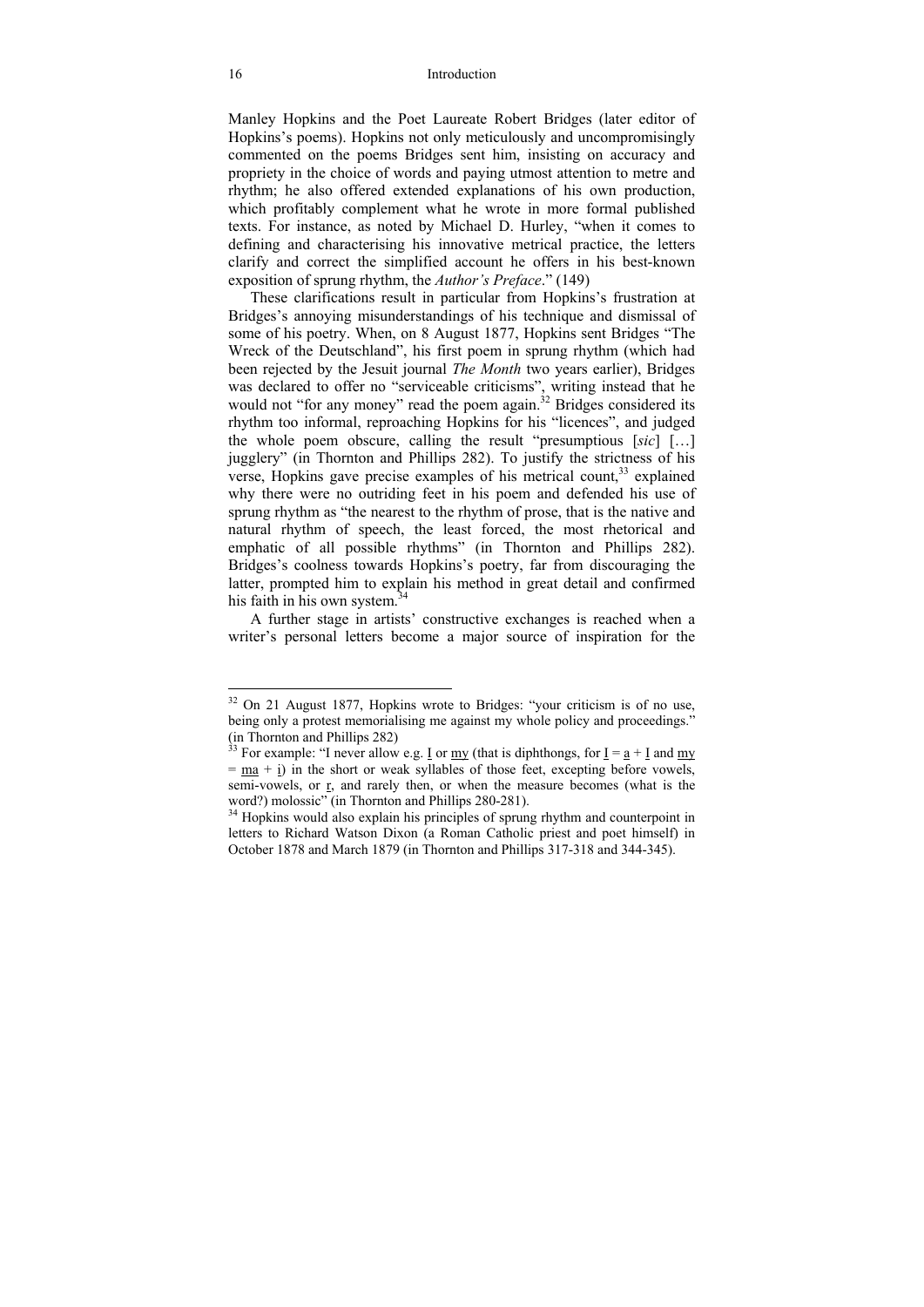Manley Hopkins and the Poet Laureate Robert Bridges (later editor of Hopkins's poems). Hopkins not only meticulously and uncompromisingly commented on the poems Bridges sent him, insisting on accuracy and propriety in the choice of words and paying utmost attention to metre and rhythm; he also offered extended explanations of his own production, which profitably complement what he wrote in more formal published texts. For instance, as noted by Michael D. Hurley, "when it comes to defining and characterising his innovative metrical practice, the letters clarify and correct the simplified account he offers in his best-known exposition of sprung rhythm, the *Author's Preface*." (149)

These clarifications result in particular from Hopkins's frustration at Bridges's annoying misunderstandings of his technique and dismissal of some of his poetry. When, on 8 August 1877, Hopkins sent Bridges "The Wreck of the Deutschland", his first poem in sprung rhythm (which had been rejected by the Jesuit journal *The Month* two years earlier), Bridges was declared to offer no "serviceable criticisms", writing instead that he would not "for any money" read the poem again.[32] Bridges considered its rhythm too informal, reproaching Hopkins for his "licences", and judged the whole poem obscure, calling the result "presumptious [*sic*] […] jugglery" (in Thornton and Phillips 282). To justify the strictness of his verse, Hopkins gave precise examples of his metrical count,[33] explained why there were no outriding feet in his poem and defended his use of sprung rhythm as "the nearest to the rhythm of prose, that is the native and natural rhythm of speech, the least forced, the most rhetorical and emphatic of all possible rhythms" (in Thornton and Phillips 282). Bridges's coolness towards Hopkins's poetry, far from discouraging the latter, prompted him to explain his method in great detail and confirmed his faith in his own system.[34]

A further stage in artists' constructive exchanges is reached when a writer's personal letters become a major source of inspiration for the

---

[32] On 21 August 1877, Hopkins wrote to Bridges: "your criticism is of no use, being only a protest memorialising me against my whole policy and proceedings." (in Thornton and Phillips 282)

[33] For example: "I never allow e.g. <u>I</u> or <u>my</u> (that is diphthongs, for <u>I</u> = <u>a</u> + <u>I</u> and <u>my</u> = <u>ma</u> + <u>i</u>) in the short or weak syllables of those feet, excepting before vowels, semi-vowels, or <u>r</u>, and rarely then, or when the measure becomes (what is the word?) molossic" (in Thornton and Phillips 280-281).

[34] Hopkins would also explain his principles of sprung rhythm and counterpoint in letters to Richard Watson Dixon (a Roman Catholic priest and poet himself) in October 1878 and March 1879 (in Thornton and Phillips 317-318 and 344-345).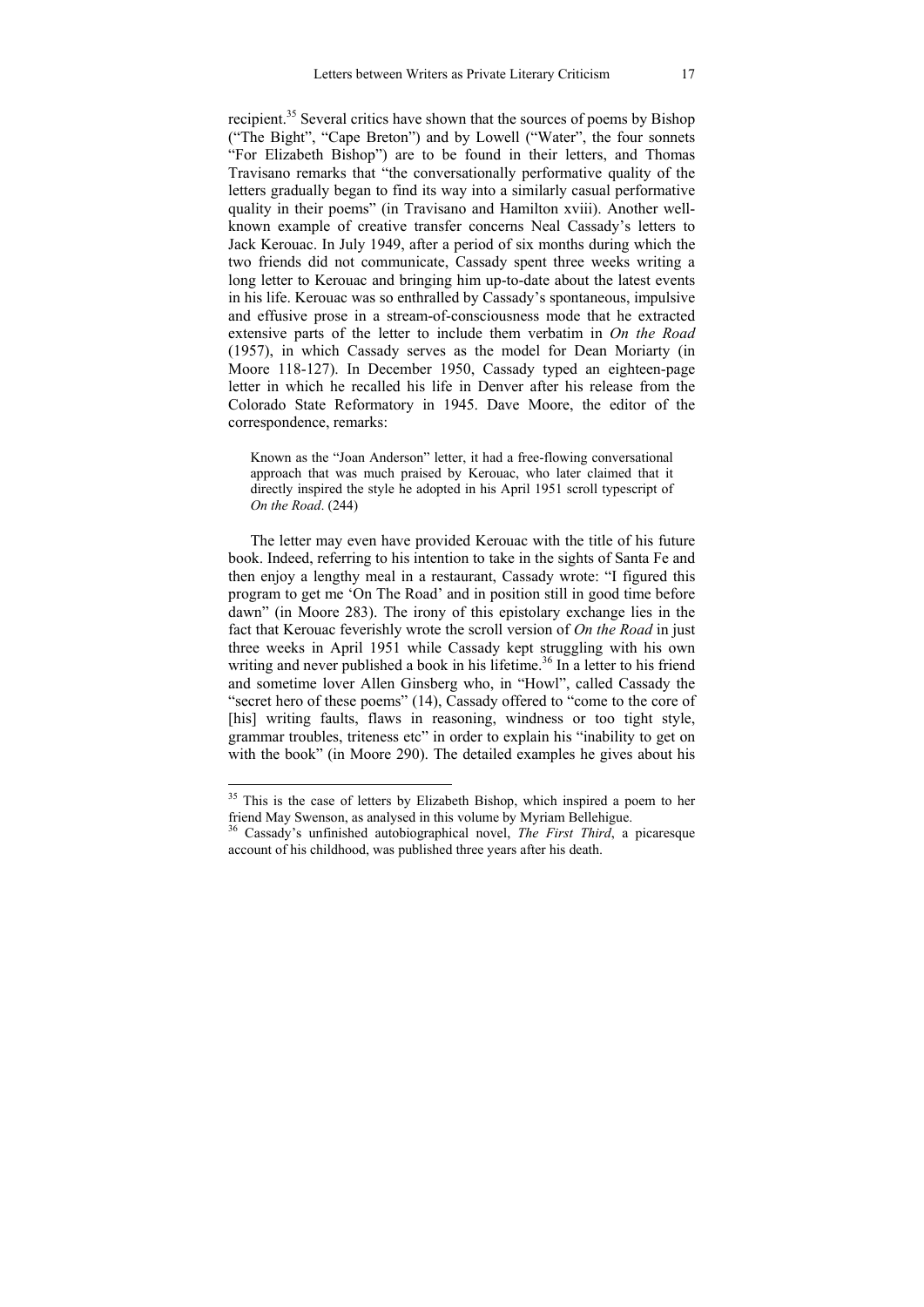recipient.[35] Several critics have shown that the sources of poems by Bishop ("The Bight", "Cape Breton") and by Lowell ("Water", the four sonnets "For Elizabeth Bishop") are to be found in their letters, and Thomas Travisano remarks that "the conversationally performative quality of the letters gradually began to find its way into a similarly casual performative quality in their poems" (in Travisano and Hamilton xviii). Another well-known example of creative transfer concerns Neal Cassady's letters to Jack Kerouac. In July 1949, after a period of six months during which the two friends did not communicate, Cassady spent three weeks writing a long letter to Kerouac and bringing him up-to-date about the latest events in his life. Kerouac was so enthralled by Cassady's spontaneous, impulsive and effusive prose in a stream-of-consciousness mode that he extracted extensive parts of the letter to include them verbatim in *On the Road* (1957), in which Cassady serves as the model for Dean Moriarty (in Moore 118-127). In December 1950, Cassady typed an eighteen-page letter in which he recalled his life in Denver after his release from the Colorado State Reformatory in 1945. Dave Moore, the editor of the correspondence, remarks:

> Known as the "Joan Anderson" letter, it had a free-flowing conversational approach that was much praised by Kerouac, who later claimed that it directly inspired the style he adopted in his April 1951 scroll typescript of *On the Road*. (244)

The letter may even have provided Kerouac with the title of his future book. Indeed, referring to his intention to take in the sights of Santa Fe and then enjoy a lengthy meal in a restaurant, Cassady wrote: "I figured this program to get me 'On The Road' and in position still in good time before dawn" (in Moore 283). The irony of this epistolary exchange lies in the fact that Kerouac feverishly wrote the scroll version of *On the Road* in just three weeks in April 1951 while Cassady kept struggling with his own writing and never published a book in his lifetime.[36] In a letter to his friend and sometime lover Allen Ginsberg who, in "Howl", called Cassady the "secret hero of these poems" (14), Cassady offered to "come to the core of [his] writing faults, flaws in reasoning, windness or too tight style, grammar troubles, triteness etc" in order to explain his "inability to get on with the book" (in Moore 290). The detailed examples he gives about his

---

[35] This is the case of letters by Elizabeth Bishop, which inspired a poem to her friend May Swenson, as analysed in this volume by Myriam Bellehigue.

[36] Cassady's unfinished autobiographical novel, *The First Third*, a picaresque account of his childhood, was published three years after his death.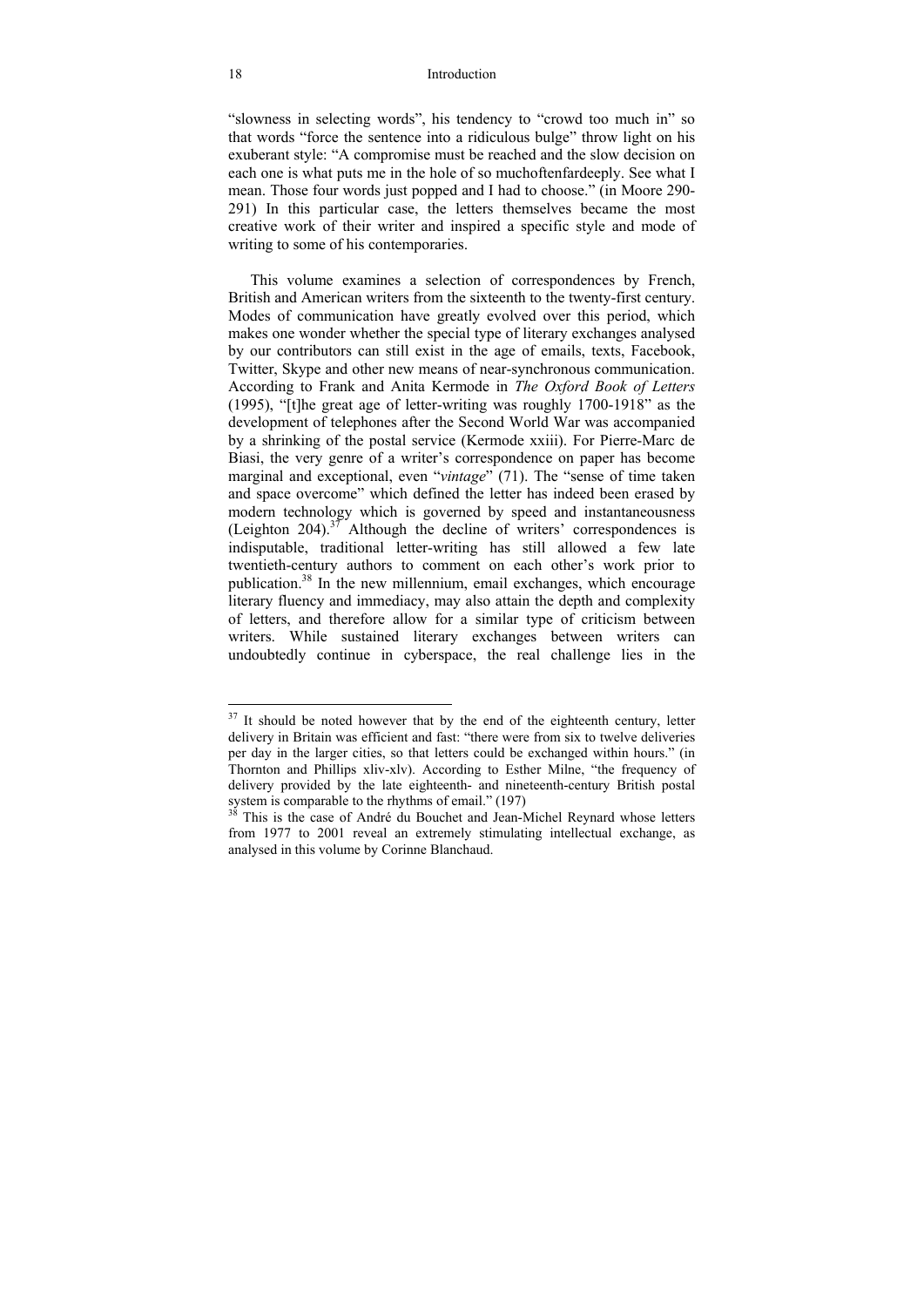"slowness in selecting words", his tendency to "crowd too much in" so that words "force the sentence into a ridiculous bulge" throw light on his exuberant style: "A compromise must be reached and the slow decision on each one is what puts me in the hole of so muchoftenfardeeply. See what I mean. Those four words just popped and I had to choose." (in Moore 290-291) In this particular case, the letters themselves became the most creative work of their writer and inspired a specific style and mode of writing to some of his contemporaries.

This volume examines a selection of correspondences by French, British and American writers from the sixteenth to the twenty-first century. Modes of communication have greatly evolved over this period, which makes one wonder whether the special type of literary exchanges analysed by our contributors can still exist in the age of emails, texts, Facebook, Twitter, Skype and other new means of near-synchronous communication. According to Frank and Anita Kermode in *The Oxford Book of Letters* (1995), "[t]he great age of letter-writing was roughly 1700-1918" as the development of telephones after the Second World War was accompanied by a shrinking of the postal service (Kermode xxiii). For Pierre-Marc de Biasi, the very genre of a writer's correspondence on paper has become marginal and exceptional, even "*vintage*" (71). The "sense of time taken and space overcome" which defined the letter has indeed been erased by modern technology which is governed by speed and instantaneousness (Leighton 204).[37] Although the decline of writers' correspondences is indisputable, traditional letter-writing has still allowed a few late twentieth-century authors to comment on each other's work prior to publication.[38] In the new millennium, email exchanges, which encourage literary fluency and immediacy, may also attain the depth and complexity of letters, and therefore allow for a similar type of criticism between writers. While sustained literary exchanges between writers can undoubtedly continue in cyberspace, the real challenge lies in the

---

[37] It should be noted however that by the end of the eighteenth century, letter delivery in Britain was efficient and fast: "there were from six to twelve deliveries per day in the larger cities, so that letters could be exchanged within hours." (in Thornton and Phillips xliv-xlv). According to Esther Milne, "the frequency of delivery provided by the late eighteenth- and nineteenth-century British postal system is comparable to the rhythms of email." (197)

[38] This is the case of André du Bouchet and Jean-Michel Reynard whose letters from 1977 to 2001 reveal an extremely stimulating intellectual exchange, as analysed in this volume by Corinne Blanchaud.